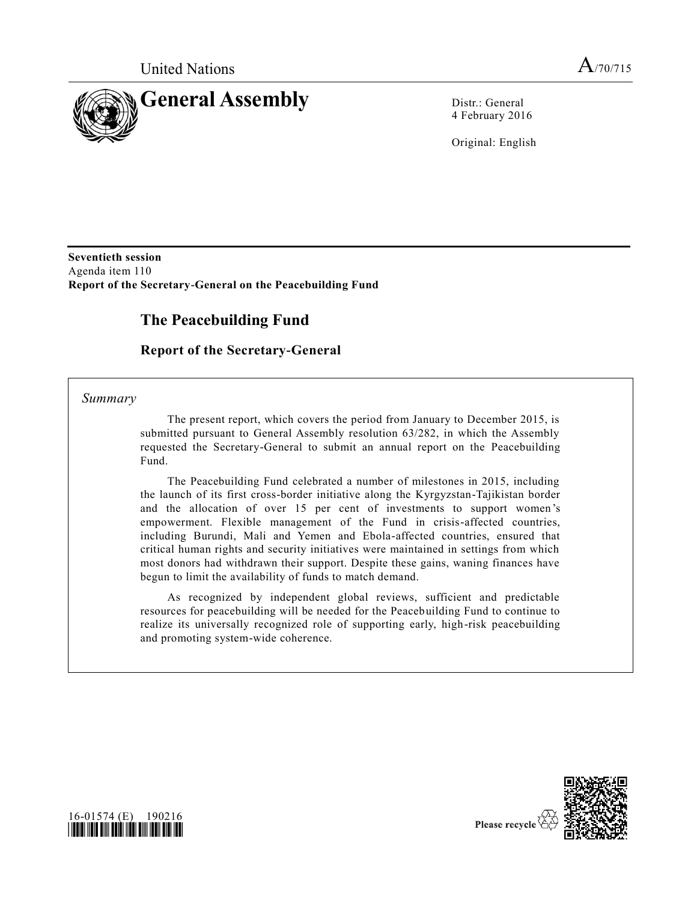United Nations

A/70/715

# General Assembly

Distr.: General
4 February 2016

Original: English

**Seventieth session**
Agenda item 110
**Report of the Secretary-General on the Peacebuilding Fund**

## The Peacebuilding Fund

### Report of the Secretary-General

*Summary*

The present report, which covers the period from January to December 2015, is submitted pursuant to General Assembly resolution 63/282, in which the Assembly requested the Secretary-General to submit an annual report on the Peacebuilding Fund.

The Peacebuilding Fund celebrated a number of milestones in 2015, including the launch of its first cross-border initiative along the Kyrgyzstan-Tajikistan border and the allocation of over 15 per cent of investments to support women's empowerment. Flexible management of the Fund in crisis-affected countries, including Burundi, Mali and Yemen and Ebola-affected countries, ensured that critical human rights and security initiatives were maintained in settings from which most donors had withdrawn their support. Despite these gains, waning finances have begun to limit the availability of funds to match demand.

As recognized by independent global reviews, sufficient and predictable resources for peacebuilding will be needed for the Peacebuilding Fund to continue to realize its universally recognized role of supporting early, high-risk peacebuilding and promoting system-wide coherence.

16-01574 (E) 190216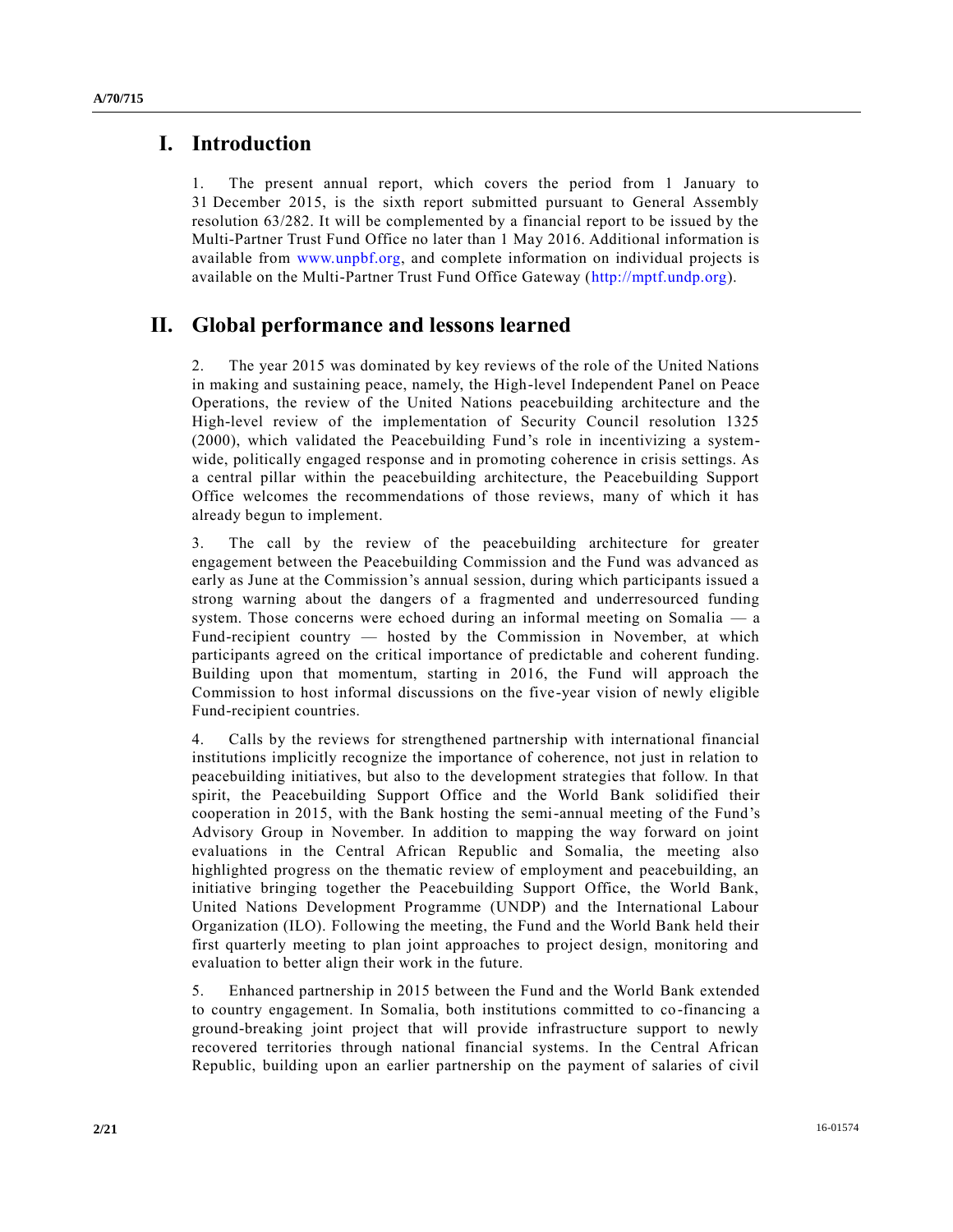# I. Introduction

1. The present annual report, which covers the period from 1 January to 31 December 2015, is the sixth report submitted pursuant to General Assembly resolution 63/282. It will be complemented by a financial report to be issued by the Multi-Partner Trust Fund Office no later than 1 May 2016. Additional information is available from www.unpbf.org, and complete information on individual projects is available on the Multi-Partner Trust Fund Office Gateway (http://mptf.undp.org).

# II. Global performance and lessons learned

2. The year 2015 was dominated by key reviews of the role of the United Nations in making and sustaining peace, namely, the High-level Independent Panel on Peace Operations, the review of the United Nations peacebuilding architecture and the High-level review of the implementation of Security Council resolution 1325 (2000), which validated the Peacebuilding Fund's role in incentivizing a system-wide, politically engaged response and in promoting coherence in crisis settings. As a central pillar within the peacebuilding architecture, the Peacebuilding Support Office welcomes the recommendations of those reviews, many of which it has already begun to implement.

3. The call by the review of the peacebuilding architecture for greater engagement between the Peacebuilding Commission and the Fund was advanced as early as June at the Commission's annual session, during which participants issued a strong warning about the dangers of a fragmented and underresourced funding system. Those concerns were echoed during an informal meeting on Somalia — a Fund-recipient country — hosted by the Commission in November, at which participants agreed on the critical importance of predictable and coherent funding. Building upon that momentum, starting in 2016, the Fund will approach the Commission to host informal discussions on the five-year vision of newly eligible Fund-recipient countries.

4. Calls by the reviews for strengthened partnership with international financial institutions implicitly recognize the importance of coherence, not just in relation to peacebuilding initiatives, but also to the development strategies that follow. In that spirit, the Peacebuilding Support Office and the World Bank solidified their cooperation in 2015, with the Bank hosting the semi-annual meeting of the Fund's Advisory Group in November. In addition to mapping the way forward on joint evaluations in the Central African Republic and Somalia, the meeting also highlighted progress on the thematic review of employment and peacebuilding, an initiative bringing together the Peacebuilding Support Office, the World Bank, United Nations Development Programme (UNDP) and the International Labour Organization (ILO). Following the meeting, the Fund and the World Bank held their first quarterly meeting to plan joint approaches to project design, monitoring and evaluation to better align their work in the future.

5. Enhanced partnership in 2015 between the Fund and the World Bank extended to country engagement. In Somalia, both institutions committed to co-financing a ground-breaking joint project that will provide infrastructure support to newly recovered territories through national financial systems. In the Central African Republic, building upon an earlier partnership on the payment of salaries of civil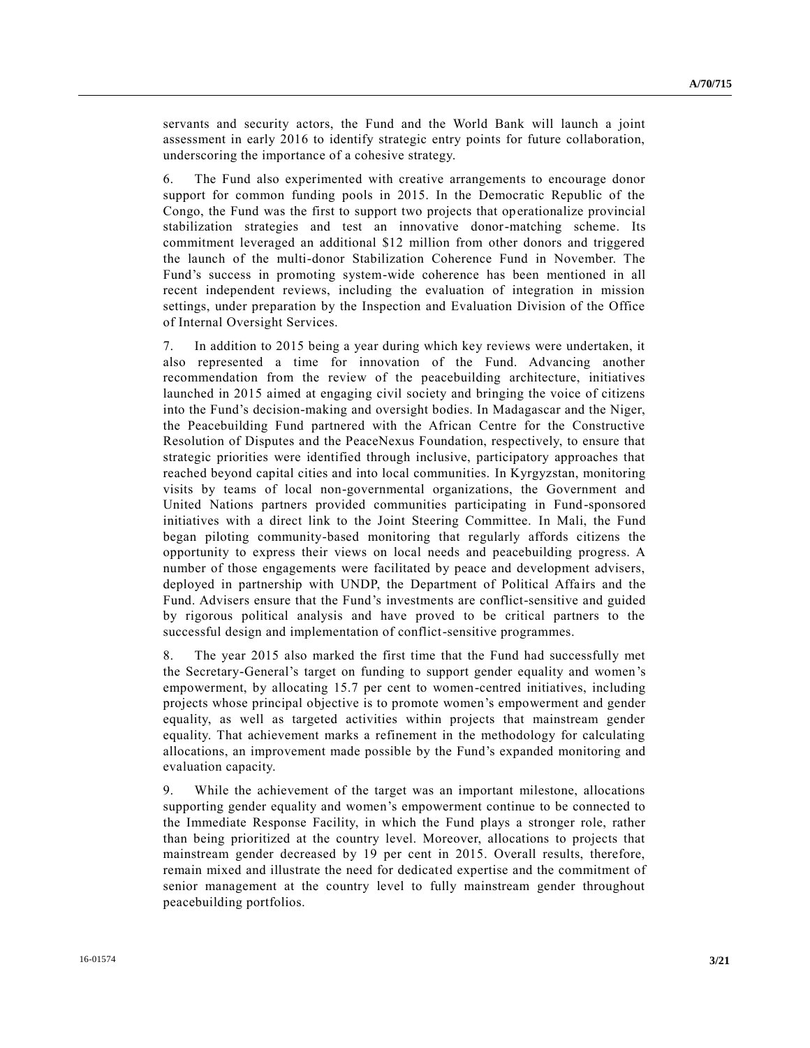servants and security actors, the Fund and the World Bank will launch a joint assessment in early 2016 to identify strategic entry points for future collaboration, underscoring the importance of a cohesive strategy.

6. The Fund also experimented with creative arrangements to encourage donor support for common funding pools in 2015. In the Democratic Republic of the Congo, the Fund was the first to support two projects that operationalize provincial stabilization strategies and test an innovative donor-matching scheme. Its commitment leveraged an additional $12 million from other donors and triggered the launch of the multi-donor Stabilization Coherence Fund in November. The Fund's success in promoting system-wide coherence has been mentioned in all recent independent reviews, including the evaluation of integration in mission settings, under preparation by the Inspection and Evaluation Division of the Office of Internal Oversight Services.

7. In addition to 2015 being a year during which key reviews were undertaken, it also represented a time for innovation of the Fund. Advancing another recommendation from the review of the peacebuilding architecture, initiatives launched in 2015 aimed at engaging civil society and bringing the voice of citizens into the Fund's decision-making and oversight bodies. In Madagascar and the Niger, the Peacebuilding Fund partnered with the African Centre for the Constructive Resolution of Disputes and the PeaceNexus Foundation, respectively, to ensure that strategic priorities were identified through inclusive, participatory approaches that reached beyond capital cities and into local communities. In Kyrgyzstan, monitoring visits by teams of local non-governmental organizations, the Government and United Nations partners provided communities participating in Fund-sponsored initiatives with a direct link to the Joint Steering Committee. In Mali, the Fund began piloting community-based monitoring that regularly affords citizens the opportunity to express their views on local needs and peacebuilding progress. A number of those engagements were facilitated by peace and development advisers, deployed in partnership with UNDP, the Department of Political Affairs and the Fund. Advisers ensure that the Fund's investments are conflict-sensitive and guided by rigorous political analysis and have proved to be critical partners to the successful design and implementation of conflict-sensitive programmes.

8. The year 2015 also marked the first time that the Fund had successfully met the Secretary-General's target on funding to support gender equality and women's empowerment, by allocating 15.7 per cent to women-centred initiatives, including projects whose principal objective is to promote women's empowerment and gender equality, as well as targeted activities within projects that mainstream gender equality. That achievement marks a refinement in the methodology for calculating allocations, an improvement made possible by the Fund's expanded monitoring and evaluation capacity.

9. While the achievement of the target was an important milestone, allocations supporting gender equality and women's empowerment continue to be connected to the Immediate Response Facility, in which the Fund plays a stronger role, rather than being prioritized at the country level. Moreover, allocations to projects that mainstream gender decreased by 19 per cent in 2015. Overall results, therefore, remain mixed and illustrate the need for dedicated expertise and the commitment of senior management at the country level to fully mainstream gender throughout peacebuilding portfolios.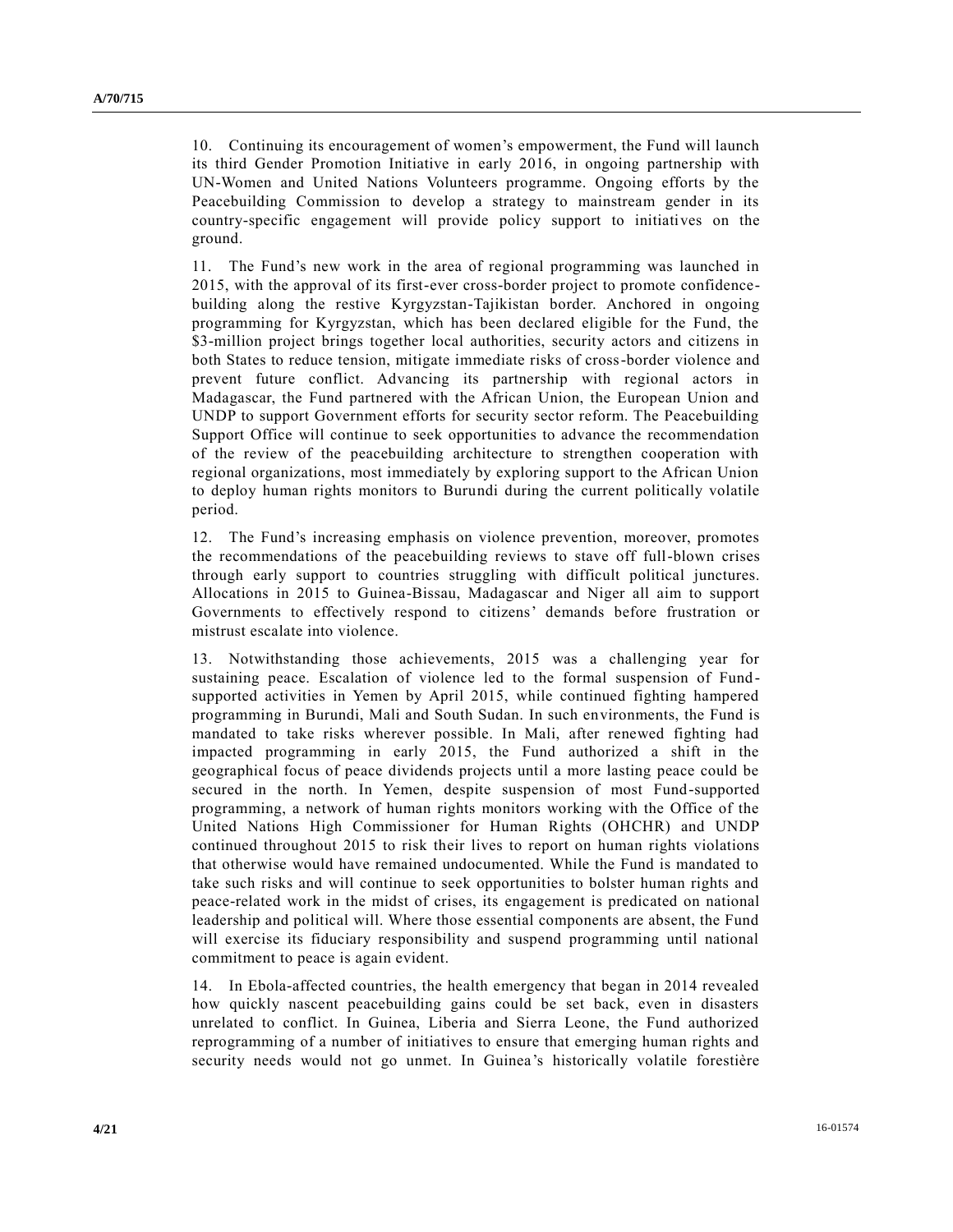10. Continuing its encouragement of women's empowerment, the Fund will launch its third Gender Promotion Initiative in early 2016, in ongoing partnership with UN-Women and United Nations Volunteers programme. Ongoing efforts by the Peacebuilding Commission to develop a strategy to mainstream gender in its country-specific engagement will provide policy support to initiatives on the ground.

11. The Fund's new work in the area of regional programming was launched in 2015, with the approval of its first-ever cross-border project to promote confidence-building along the restive Kyrgyzstan-Tajikistan border. Anchored in ongoing programming for Kyrgyzstan, which has been declared eligible for the Fund, the $3-million project brings together local authorities, security actors and citizens in both States to reduce tension, mitigate immediate risks of cross-border violence and prevent future conflict. Advancing its partnership with regional actors in Madagascar, the Fund partnered with the African Union, the European Union and UNDP to support Government efforts for security sector reform. The Peacebuilding Support Office will continue to seek opportunities to advance the recommendation of the review of the peacebuilding architecture to strengthen cooperation with regional organizations, most immediately by exploring support to the African Union to deploy human rights monitors to Burundi during the current politically volatile period.

12. The Fund's increasing emphasis on violence prevention, moreover, promotes the recommendations of the peacebuilding reviews to stave off full-blown crises through early support to countries struggling with difficult political junctures. Allocations in 2015 to Guinea-Bissau, Madagascar and Niger all aim to support Governments to effectively respond to citizens' demands before frustration or mistrust escalate into violence.

13. Notwithstanding those achievements, 2015 was a challenging year for sustaining peace. Escalation of violence led to the formal suspension of Fund-supported activities in Yemen by April 2015, while continued fighting hampered programming in Burundi, Mali and South Sudan. In such environments, the Fund is mandated to take risks wherever possible. In Mali, after renewed fighting had impacted programming in early 2015, the Fund authorized a shift in the geographical focus of peace dividends projects until a more lasting peace could be secured in the north. In Yemen, despite suspension of most Fund-supported programming, a network of human rights monitors working with the Office of the United Nations High Commissioner for Human Rights (OHCHR) and UNDP continued throughout 2015 to risk their lives to report on human rights violations that otherwise would have remained undocumented. While the Fund is mandated to take such risks and will continue to seek opportunities to bolster human rights and peace-related work in the midst of crises, its engagement is predicated on national leadership and political will. Where those essential components are absent, the Fund will exercise its fiduciary responsibility and suspend programming until national commitment to peace is again evident.

14. In Ebola-affected countries, the health emergency that began in 2014 revealed how quickly nascent peacebuilding gains could be set back, even in disasters unrelated to conflict. In Guinea, Liberia and Sierra Leone, the Fund authorized reprogramming of a number of initiatives to ensure that emerging human rights and security needs would not go unmet. In Guinea's historically volatile forestière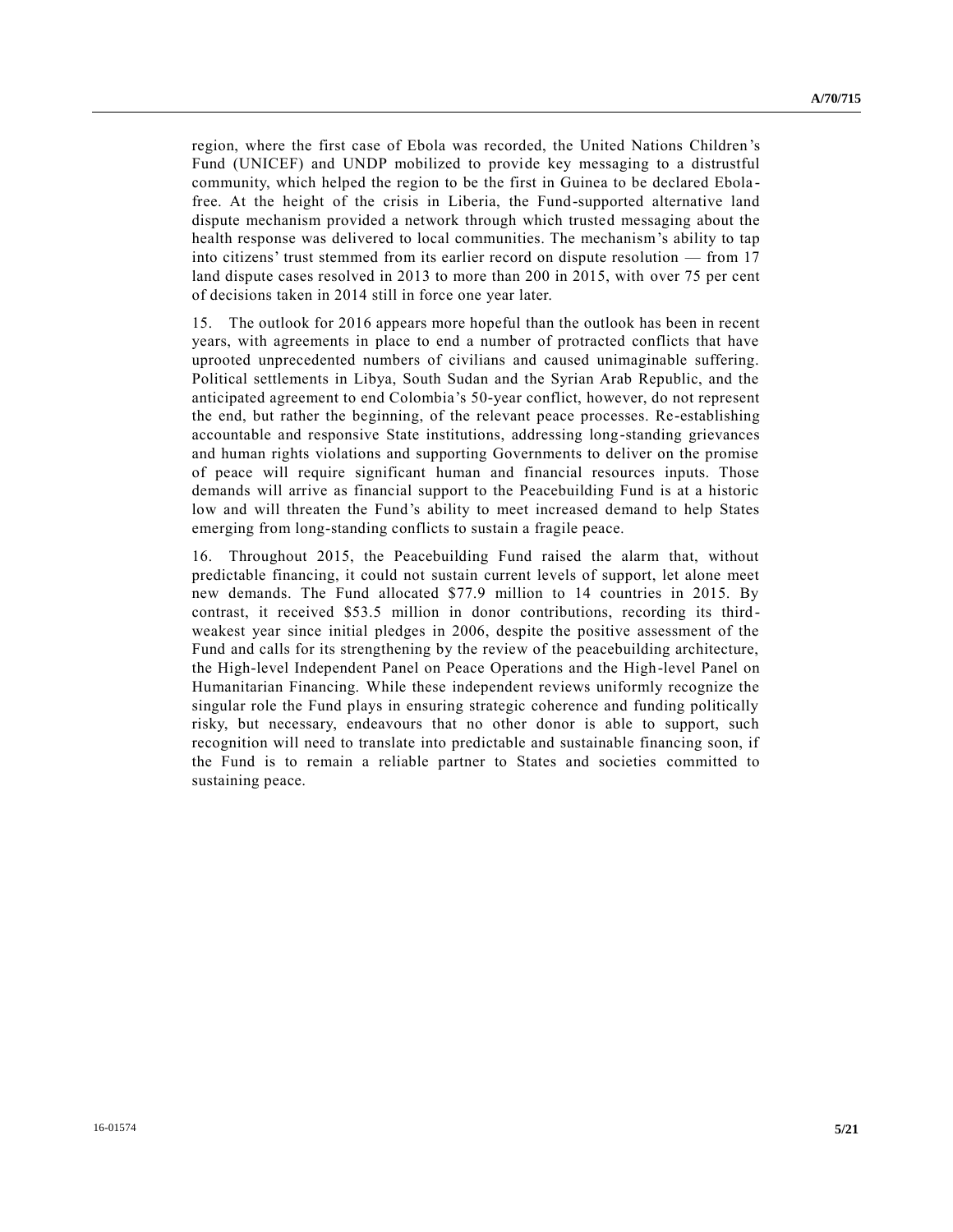region, where the first case of Ebola was recorded, the United Nations Children's Fund (UNICEF) and UNDP mobilized to provide key messaging to a distrustful community, which helped the region to be the first in Guinea to be declared Ebola-free. At the height of the crisis in Liberia, the Fund-supported alternative land dispute mechanism provided a network through which trusted messaging about the health response was delivered to local communities. The mechanism's ability to tap into citizens' trust stemmed from its earlier record on dispute resolution — from 17 land dispute cases resolved in 2013 to more than 200 in 2015, with over 75 per cent of decisions taken in 2014 still in force one year later.

15. The outlook for 2016 appears more hopeful than the outlook has been in recent years, with agreements in place to end a number of protracted conflicts that have uprooted unprecedented numbers of civilians and caused unimaginable suffering. Political settlements in Libya, South Sudan and the Syrian Arab Republic, and the anticipated agreement to end Colombia's 50-year conflict, however, do not represent the end, but rather the beginning, of the relevant peace processes. Re-establishing accountable and responsive State institutions, addressing long-standing grievances and human rights violations and supporting Governments to deliver on the promise of peace will require significant human and financial resources inputs. Those demands will arrive as financial support to the Peacebuilding Fund is at a historic low and will threaten the Fund's ability to meet increased demand to help States emerging from long-standing conflicts to sustain a fragile peace.

16. Throughout 2015, the Peacebuilding Fund raised the alarm that, without predictable financing, it could not sustain current levels of support, let alone meet new demands. The Fund allocated $77.9 million to 14 countries in 2015. By contrast, it received $53.5 million in donor contributions, recording its third-weakest year since initial pledges in 2006, despite the positive assessment of the Fund and calls for its strengthening by the review of the peacebuilding architecture, the High-level Independent Panel on Peace Operations and the High-level Panel on Humanitarian Financing. While these independent reviews uniformly recognize the singular role the Fund plays in ensuring strategic coherence and funding politically risky, but necessary, endeavours that no other donor is able to support, such recognition will need to translate into predictable and sustainable financing soon, if the Fund is to remain a reliable partner to States and societies committed to sustaining peace.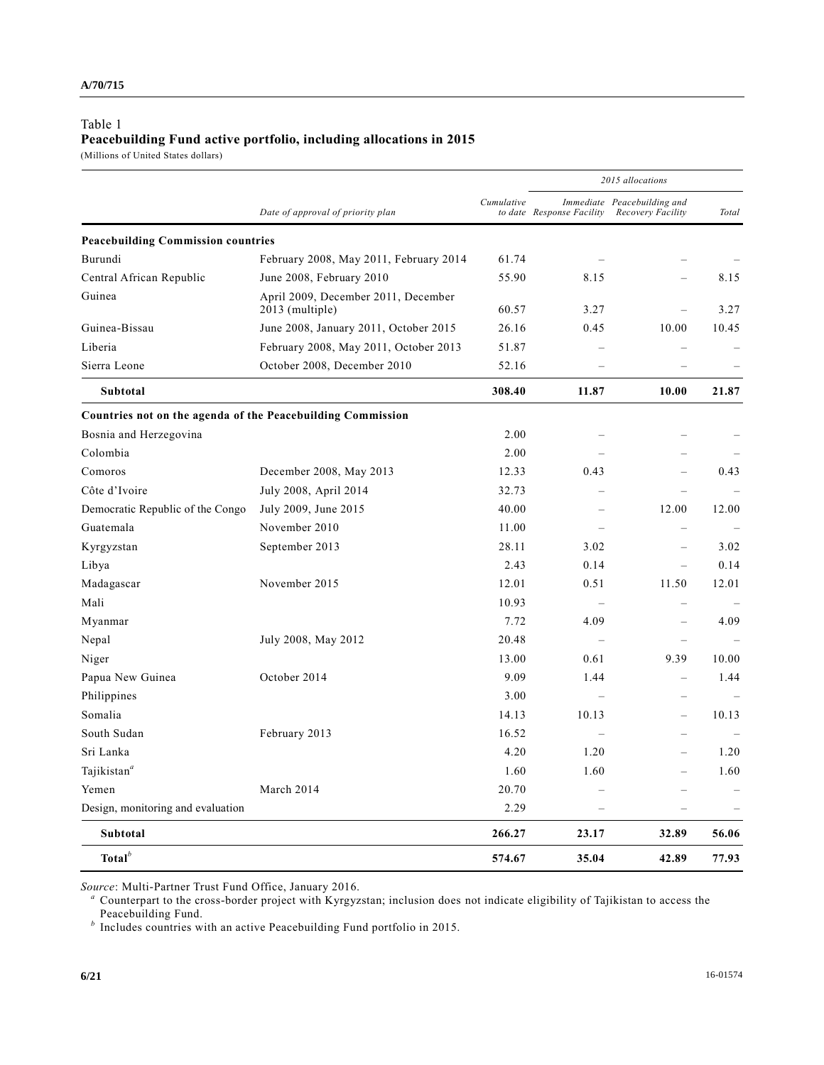Table 1
**Peacebuilding Fund active portfolio, including allocations in 2015**
(Millions of United States dollars)

| | *Date of approval of priority plan* | *Cumulative to date* | *2015 allocations* | | |
|---|---|---|---|---|---|
| | | | *Immediate Response Facility* | *Peacebuilding and Recovery Facility* | *Total* |
| **Peacebuilding Commission countries** | | | | | |
| Burundi | February 2008, May 2011, February 2014 | 61.74 | – | – | – |
| Central African Republic | June 2008, February 2010 | 55.90 | 8.15 | – | 8.15 |
| Guinea | April 2009, December 2011, December 2013 (multiple) | 60.57 | 3.27 | – | 3.27 |
| Guinea-Bissau | June 2008, January 2011, October 2015 | 26.16 | 0.45 | 10.00 | 10.45 |
| Liberia | February 2008, May 2011, October 2013 | 51.87 | – | – | – |
| Sierra Leone | October 2008, December 2010 | 52.16 | – | – | – |
| **Subtotal** | | **308.40** | **11.87** | **10.00** | **21.87** |
| **Countries not on the agenda of the Peacebuilding Commission** | | | | | |
| Bosnia and Herzegovina | | 2.00 | – | – | – |
| Colombia | | 2.00 | – | – | – |
| Comoros | December 2008, May 2013 | 12.33 | 0.43 | – | 0.43 |
| Côte d'Ivoire | July 2008, April 2014 | 32.73 | – | – | – |
| Democratic Republic of the Congo | July 2009, June 2015 | 40.00 | – | 12.00 | 12.00 |
| Guatemala | November 2010 | 11.00 | – | – | – |
| Kyrgyzstan | September 2013 | 28.11 | 3.02 | – | 3.02 |
| Libya | | 2.43 | 0.14 | – | 0.14 |
| Madagascar | November 2015 | 12.01 | 0.51 | 11.50 | 12.01 |
| Mali | | 10.93 | – | – | – |
| Myanmar | | 7.72 | 4.09 | – | 4.09 |
| Nepal | July 2008, May 2012 | 20.48 | – | – | – |
| Niger | | 13.00 | 0.61 | 9.39 | 10.00 |
| Papua New Guinea | October 2014 | 9.09 | 1.44 | – | 1.44 |
| Philippines | | 3.00 | – | – | – |
| Somalia | | 14.13 | 10.13 | – | 10.13 |
| South Sudan | February 2013 | 16.52 | – | – | – |
| Sri Lanka | | 4.20 | 1.20 | – | 1.20 |
| Tajikistan[a] | | 1.60 | 1.60 | – | 1.60 |
| Yemen | March 2014 | 20.70 | – | – | – |
| Design, monitoring and evaluation | | 2.29 | – | – | – |
| **Subtotal** | | **266.27** | **23.17** | **32.89** | **56.06** |
| **Total[b]** | | **574.67** | **35.04** | **42.89** | **77.93** |

*Source*: Multi-Partner Trust Fund Office, January 2016.

[a] Counterpart to the cross-border project with Kyrgyzstan; inclusion does not indicate eligibility of Tajikistan to access the Peacebuilding Fund.

[b] Includes countries with an active Peacebuilding Fund portfolio in 2015.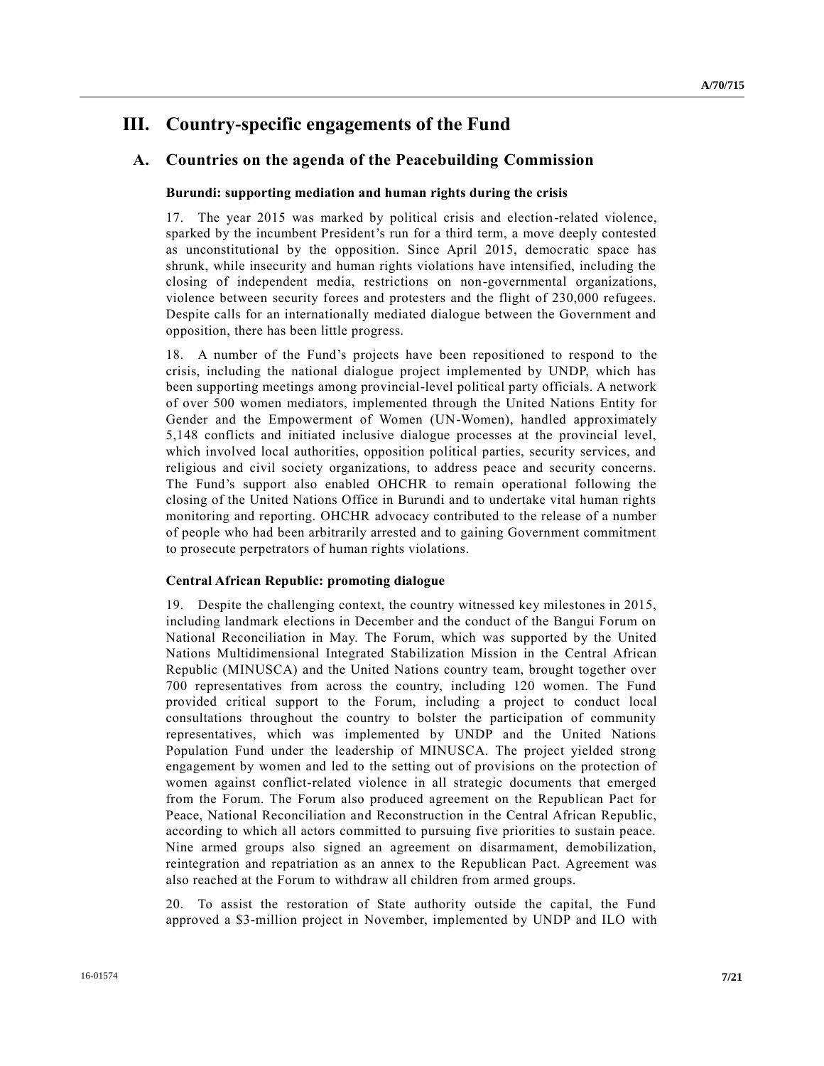# III. Country-specific engagements of the Fund

## A. Countries on the agenda of the Peacebuilding Commission

### Burundi: supporting mediation and human rights during the crisis

17. The year 2015 was marked by political crisis and election-related violence, sparked by the incumbent President's run for a third term, a move deeply contested as unconstitutional by the opposition. Since April 2015, democratic space has shrunk, while insecurity and human rights violations have intensified, including the closing of independent media, restrictions on non-governmental organizations, violence between security forces and protesters and the flight of 230,000 refugees. Despite calls for an internationally mediated dialogue between the Government and opposition, there has been little progress.

18. A number of the Fund's projects have been repositioned to respond to the crisis, including the national dialogue project implemented by UNDP, which has been supporting meetings among provincial-level political party officials. A network of over 500 women mediators, implemented through the United Nations Entity for Gender and the Empowerment of Women (UN-Women), handled approximately 5,148 conflicts and initiated inclusive dialogue processes at the provincial level, which involved local authorities, opposition political parties, security services, and religious and civil society organizations, to address peace and security concerns. The Fund's support also enabled OHCHR to remain operational following the closing of the United Nations Office in Burundi and to undertake vital human rights monitoring and reporting. OHCHR advocacy contributed to the release of a number of people who had been arbitrarily arrested and to gaining Government commitment to prosecute perpetrators of human rights violations.

### Central African Republic: promoting dialogue

19. Despite the challenging context, the country witnessed key milestones in 2015, including landmark elections in December and the conduct of the Bangui Forum on National Reconciliation in May. The Forum, which was supported by the United Nations Multidimensional Integrated Stabilization Mission in the Central African Republic (MINUSCA) and the United Nations country team, brought together over 700 representatives from across the country, including 120 women. The Fund provided critical support to the Forum, including a project to conduct local consultations throughout the country to bolster the participation of community representatives, which was implemented by UNDP and the United Nations Population Fund under the leadership of MINUSCA. The project yielded strong engagement by women and led to the setting out of provisions on the protection of women against conflict-related violence in all strategic documents that emerged from the Forum. The Forum also produced agreement on the Republican Pact for Peace, National Reconciliation and Reconstruction in the Central African Republic, according to which all actors committed to pursuing five priorities to sustain peace. Nine armed groups also signed an agreement on disarmament, demobilization, reintegration and repatriation as an annex to the Republican Pact. Agreement was also reached at the Forum to withdraw all children from armed groups.

20. To assist the restoration of State authority outside the capital, the Fund approved a $3-million project in November, implemented by UNDP and ILO with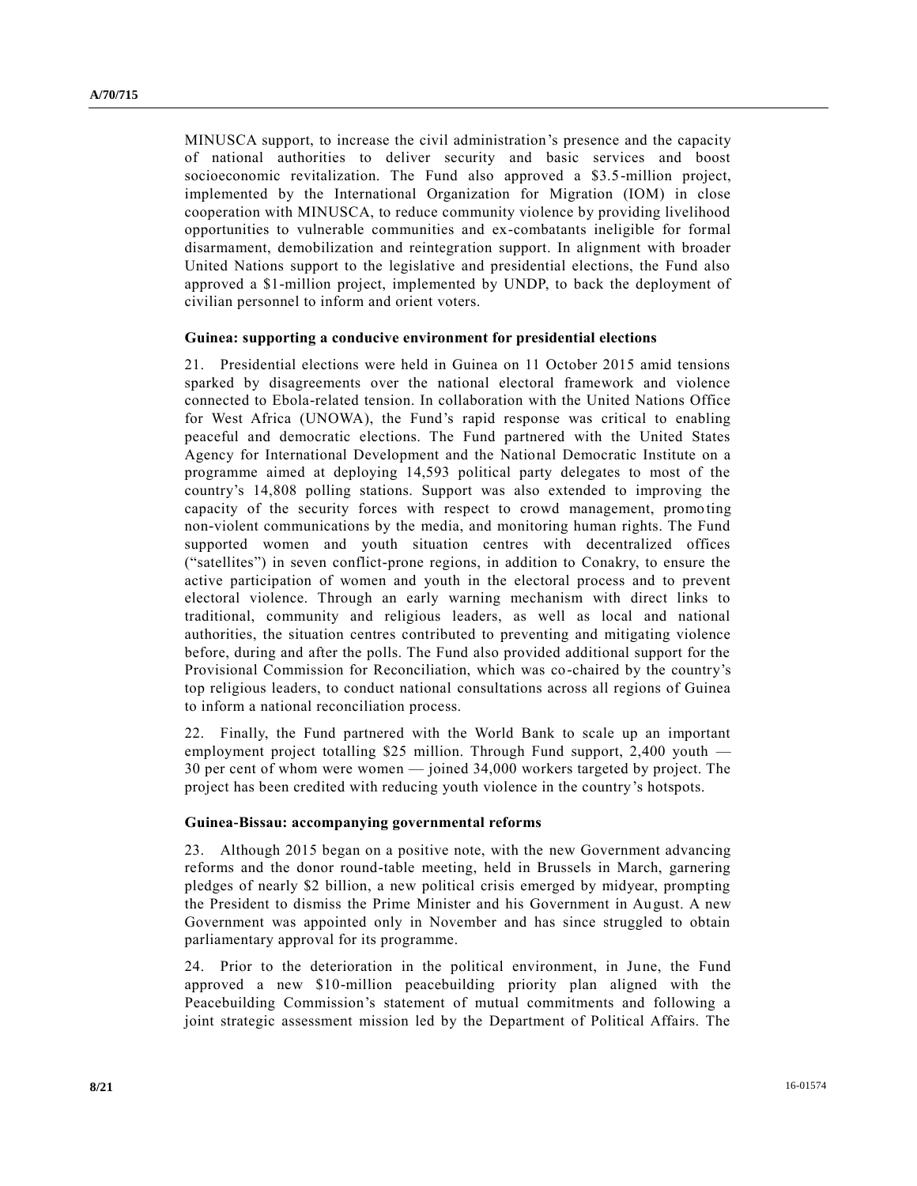MINUSCA support, to increase the civil administration's presence and the capacity of national authorities to deliver security and basic services and boost socioeconomic revitalization. The Fund also approved a $3.5-million project, implemented by the International Organization for Migration (IOM) in close cooperation with MINUSCA, to reduce community violence by providing livelihood opportunities to vulnerable communities and ex-combatants ineligible for formal disarmament, demobilization and reintegration support. In alignment with broader United Nations support to the legislative and presidential elections, the Fund also approved a $1-million project, implemented by UNDP, to back the deployment of civilian personnel to inform and orient voters.

**Guinea: supporting a conducive environment for presidential elections**

21. Presidential elections were held in Guinea on 11 October 2015 amid tensions sparked by disagreements over the national electoral framework and violence connected to Ebola-related tension. In collaboration with the United Nations Office for West Africa (UNOWA), the Fund's rapid response was critical to enabling peaceful and democratic elections. The Fund partnered with the United States Agency for International Development and the National Democratic Institute on a programme aimed at deploying 14,593 political party delegates to most of the country's 14,808 polling stations. Support was also extended to improving the capacity of the security forces with respect to crowd management, promoting non-violent communications by the media, and monitoring human rights. The Fund supported women and youth situation centres with decentralized offices ("satellites") in seven conflict-prone regions, in addition to Conakry, to ensure the active participation of women and youth in the electoral process and to prevent electoral violence. Through an early warning mechanism with direct links to traditional, community and religious leaders, as well as local and national authorities, the situation centres contributed to preventing and mitigating violence before, during and after the polls. The Fund also provided additional support for the Provisional Commission for Reconciliation, which was co-chaired by the country's top religious leaders, to conduct national consultations across all regions of Guinea to inform a national reconciliation process.

22. Finally, the Fund partnered with the World Bank to scale up an important employment project totalling $25 million. Through Fund support, 2,400 youth — 30 per cent of whom were women — joined 34,000 workers targeted by project. The project has been credited with reducing youth violence in the country's hotspots.

**Guinea-Bissau: accompanying governmental reforms**

23. Although 2015 began on a positive note, with the new Government advancing reforms and the donor round-table meeting, held in Brussels in March, garnering pledges of nearly $2 billion, a new political crisis emerged by midyear, prompting the President to dismiss the Prime Minister and his Government in August. A new Government was appointed only in November and has since struggled to obtain parliamentary approval for its programme.

24. Prior to the deterioration in the political environment, in June, the Fund approved a new $10-million peacebuilding priority plan aligned with the Peacebuilding Commission's statement of mutual commitments and following a joint strategic assessment mission led by the Department of Political Affairs. The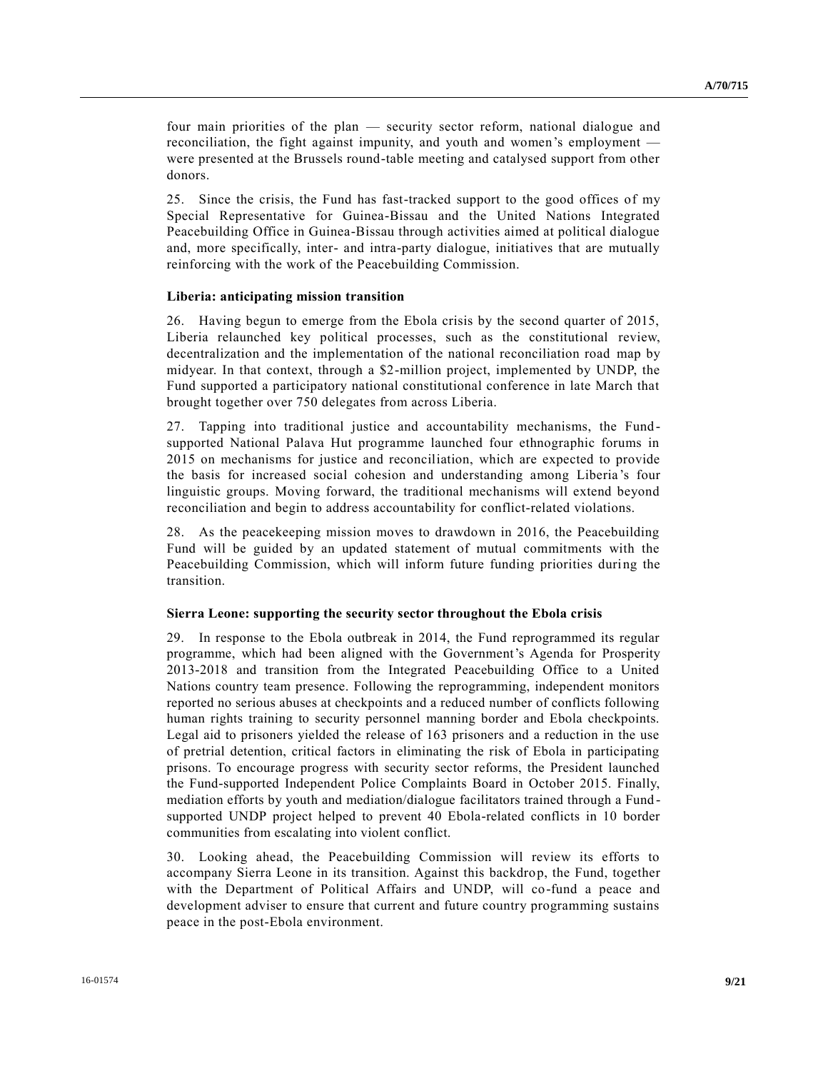four main priorities of the plan — security sector reform, national dialogue and reconciliation, the fight against impunity, and youth and women's employment — were presented at the Brussels round-table meeting and catalysed support from other donors.

25. Since the crisis, the Fund has fast-tracked support to the good offices of my Special Representative for Guinea-Bissau and the United Nations Integrated Peacebuilding Office in Guinea-Bissau through activities aimed at political dialogue and, more specifically, inter- and intra-party dialogue, initiatives that are mutually reinforcing with the work of the Peacebuilding Commission.

**Liberia: anticipating mission transition**

26. Having begun to emerge from the Ebola crisis by the second quarter of 2015, Liberia relaunched key political processes, such as the constitutional review, decentralization and the implementation of the national reconciliation road map by midyear. In that context, through a $2-million project, implemented by UNDP, the Fund supported a participatory national constitutional conference in late March that brought together over 750 delegates from across Liberia.

27. Tapping into traditional justice and accountability mechanisms, the Fund-supported National Palava Hut programme launched four ethnographic forums in 2015 on mechanisms for justice and reconciliation, which are expected to provide the basis for increased social cohesion and understanding among Liberia's four linguistic groups. Moving forward, the traditional mechanisms will extend beyond reconciliation and begin to address accountability for conflict-related violations.

28. As the peacekeeping mission moves to drawdown in 2016, the Peacebuilding Fund will be guided by an updated statement of mutual commitments with the Peacebuilding Commission, which will inform future funding priorities during the transition.

**Sierra Leone: supporting the security sector throughout the Ebola crisis**

29. In response to the Ebola outbreak in 2014, the Fund reprogrammed its regular programme, which had been aligned with the Government's Agenda for Prosperity 2013-2018 and transition from the Integrated Peacebuilding Office to a United Nations country team presence. Following the reprogramming, independent monitors reported no serious abuses at checkpoints and a reduced number of conflicts following human rights training to security personnel manning border and Ebola checkpoints. Legal aid to prisoners yielded the release of 163 prisoners and a reduction in the use of pretrial detention, critical factors in eliminating the risk of Ebola in participating prisons. To encourage progress with security sector reforms, the President launched the Fund-supported Independent Police Complaints Board in October 2015. Finally, mediation efforts by youth and mediation/dialogue facilitators trained through a Fund-supported UNDP project helped to prevent 40 Ebola-related conflicts in 10 border communities from escalating into violent conflict.

30. Looking ahead, the Peacebuilding Commission will review its efforts to accompany Sierra Leone in its transition. Against this backdrop, the Fund, together with the Department of Political Affairs and UNDP, will co-fund a peace and development adviser to ensure that current and future country programming sustains peace in the post-Ebola environment.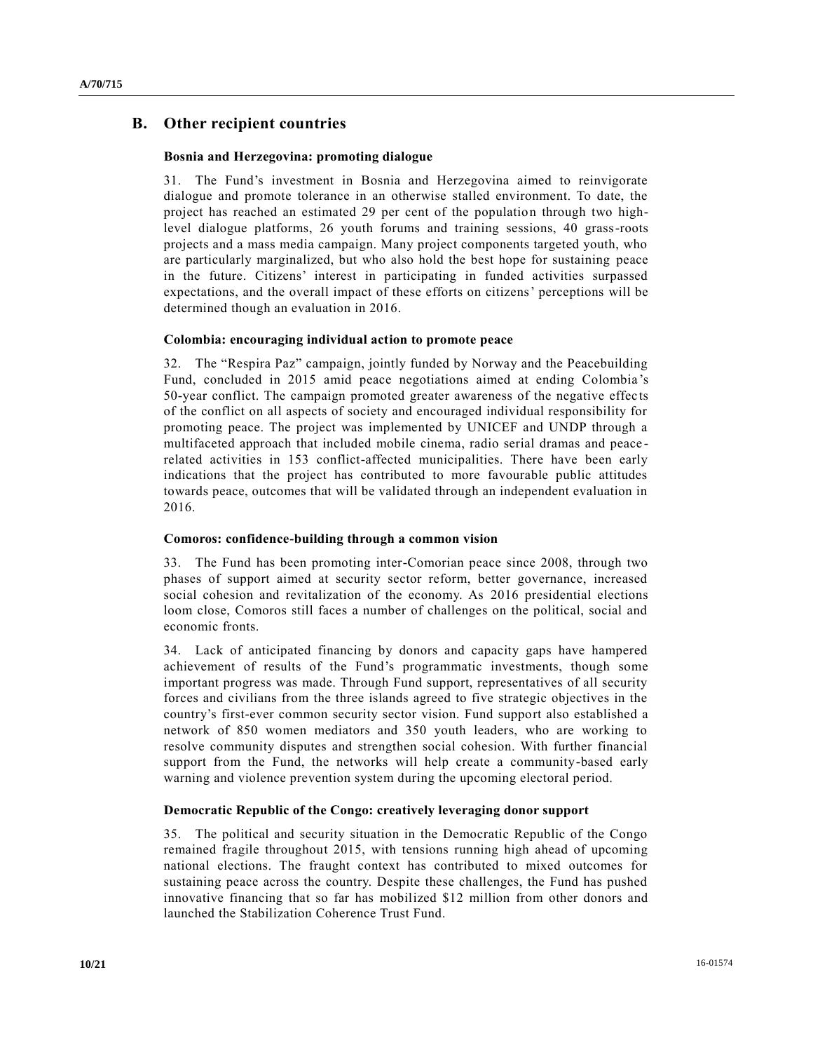## B. Other recipient countries

**Bosnia and Herzegovina: promoting dialogue**

31. The Fund's investment in Bosnia and Herzegovina aimed to reinvigorate dialogue and promote tolerance in an otherwise stalled environment. To date, the project has reached an estimated 29 per cent of the population through two high-level dialogue platforms, 26 youth forums and training sessions, 40 grass-roots projects and a mass media campaign. Many project components targeted youth, who are particularly marginalized, but who also hold the best hope for sustaining peace in the future. Citizens' interest in participating in funded activities surpassed expectations, and the overall impact of these efforts on citizens' perceptions will be determined though an evaluation in 2016.

**Colombia: encouraging individual action to promote peace**

32. The "Respira Paz" campaign, jointly funded by Norway and the Peacebuilding Fund, concluded in 2015 amid peace negotiations aimed at ending Colombia's 50-year conflict. The campaign promoted greater awareness of the negative effects of the conflict on all aspects of society and encouraged individual responsibility for promoting peace. The project was implemented by UNICEF and UNDP through a multifaceted approach that included mobile cinema, radio serial dramas and peace-related activities in 153 conflict-affected municipalities. There have been early indications that the project has contributed to more favourable public attitudes towards peace, outcomes that will be validated through an independent evaluation in 2016.

**Comoros: confidence-building through a common vision**

33. The Fund has been promoting inter-Comorian peace since 2008, through two phases of support aimed at security sector reform, better governance, increased social cohesion and revitalization of the economy. As 2016 presidential elections loom close, Comoros still faces a number of challenges on the political, social and economic fronts.

34. Lack of anticipated financing by donors and capacity gaps have hampered achievement of results of the Fund's programmatic investments, though some important progress was made. Through Fund support, representatives of all security forces and civilians from the three islands agreed to five strategic objectives in the country's first-ever common security sector vision. Fund support also established a network of 850 women mediators and 350 youth leaders, who are working to resolve community disputes and strengthen social cohesion. With further financial support from the Fund, the networks will help create a community-based early warning and violence prevention system during the upcoming electoral period.

**Democratic Republic of the Congo: creatively leveraging donor support**

35. The political and security situation in the Democratic Republic of the Congo remained fragile throughout 2015, with tensions running high ahead of upcoming national elections. The fraught context has contributed to mixed outcomes for sustaining peace across the country. Despite these challenges, the Fund has pushed innovative financing that so far has mobilized $12 million from other donors and launched the Stabilization Coherence Trust Fund.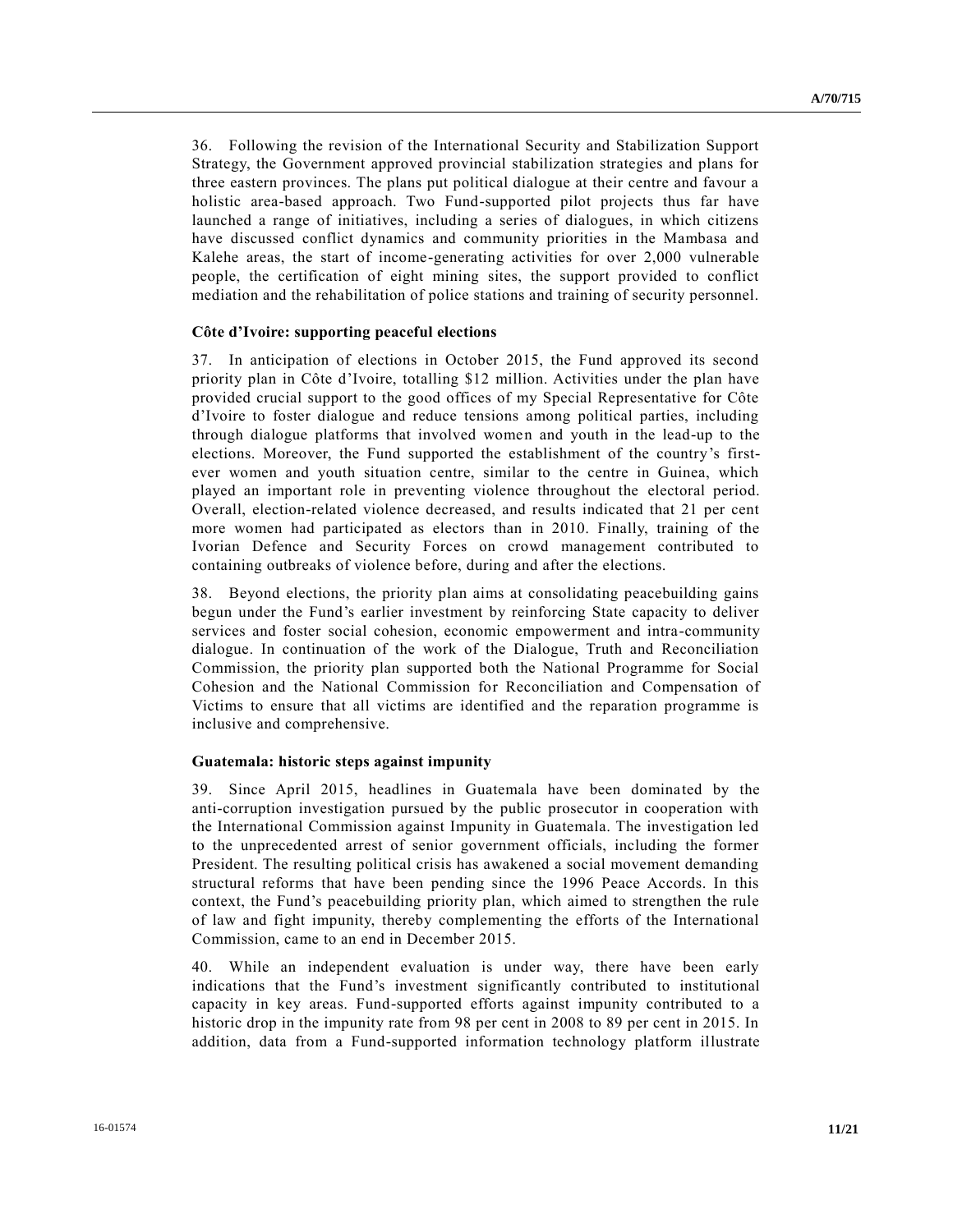36. Following the revision of the International Security and Stabilization Support Strategy, the Government approved provincial stabilization strategies and plans for three eastern provinces. The plans put political dialogue at their centre and favour a holistic area-based approach. Two Fund-supported pilot projects thus far have launched a range of initiatives, including a series of dialogues, in which citizens have discussed conflict dynamics and community priorities in the Mambasa and Kalehe areas, the start of income-generating activities for over 2,000 vulnerable people, the certification of eight mining sites, the support provided to conflict mediation and the rehabilitation of police stations and training of security personnel.

### Côte d'Ivoire: supporting peaceful elections

37. In anticipation of elections in October 2015, the Fund approved its second priority plan in Côte d'Ivoire, totalling \$12 million. Activities under the plan have provided crucial support to the good offices of my Special Representative for Côte d'Ivoire to foster dialogue and reduce tensions among political parties, including through dialogue platforms that involved women and youth in the lead-up to the elections. Moreover, the Fund supported the establishment of the country's first-ever women and youth situation centre, similar to the centre in Guinea, which played an important role in preventing violence throughout the electoral period. Overall, election-related violence decreased, and results indicated that 21 per cent more women had participated as electors than in 2010. Finally, training of the Ivorian Defence and Security Forces on crowd management contributed to containing outbreaks of violence before, during and after the elections.

38. Beyond elections, the priority plan aims at consolidating peacebuilding gains begun under the Fund's earlier investment by reinforcing State capacity to deliver services and foster social cohesion, economic empowerment and intra-community dialogue. In continuation of the work of the Dialogue, Truth and Reconciliation Commission, the priority plan supported both the National Programme for Social Cohesion and the National Commission for Reconciliation and Compensation of Victims to ensure that all victims are identified and the reparation programme is inclusive and comprehensive.

### Guatemala: historic steps against impunity

39. Since April 2015, headlines in Guatemala have been dominated by the anti-corruption investigation pursued by the public prosecutor in cooperation with the International Commission against Impunity in Guatemala. The investigation led to the unprecedented arrest of senior government officials, including the former President. The resulting political crisis has awakened a social movement demanding structural reforms that have been pending since the 1996 Peace Accords. In this context, the Fund's peacebuilding priority plan, which aimed to strengthen the rule of law and fight impunity, thereby complementing the efforts of the International Commission, came to an end in December 2015.

40. While an independent evaluation is under way, there have been early indications that the Fund's investment significantly contributed to institutional capacity in key areas. Fund-supported efforts against impunity contributed to a historic drop in the impunity rate from 98 per cent in 2008 to 89 per cent in 2015. In addition, data from a Fund-supported information technology platform illustrate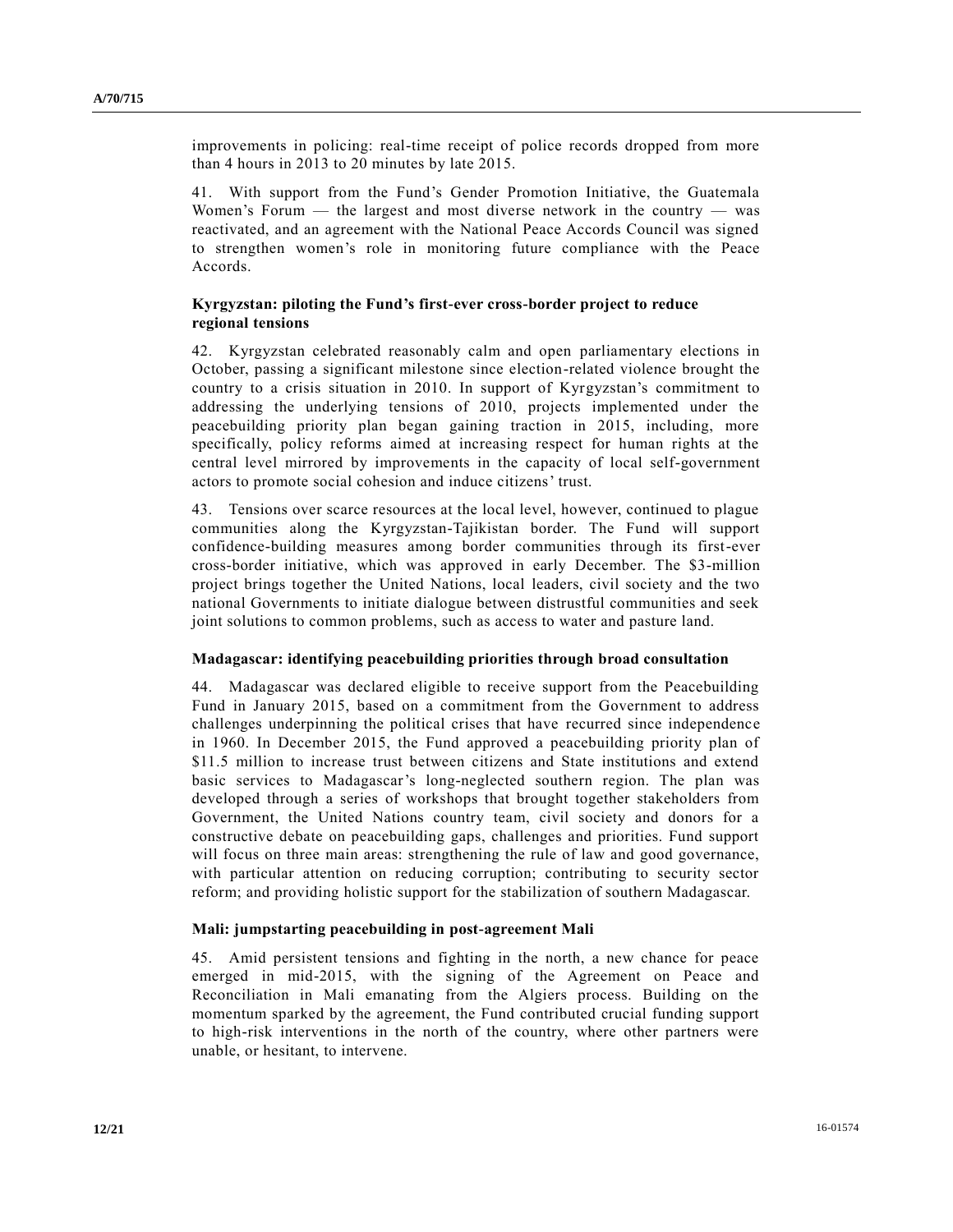improvements in policing: real-time receipt of police records dropped from more than 4 hours in 2013 to 20 minutes by late 2015.

41. With support from the Fund's Gender Promotion Initiative, the Guatemala Women's Forum — the largest and most diverse network in the country — was reactivated, and an agreement with the National Peace Accords Council was signed to strengthen women's role in monitoring future compliance with the Peace Accords.

### Kyrgyzstan: piloting the Fund's first-ever cross-border project to reduce regional tensions

42. Kyrgyzstan celebrated reasonably calm and open parliamentary elections in October, passing a significant milestone since election-related violence brought the country to a crisis situation in 2010. In support of Kyrgyzstan's commitment to addressing the underlying tensions of 2010, projects implemented under the peacebuilding priority plan began gaining traction in 2015, including, more specifically, policy reforms aimed at increasing respect for human rights at the central level mirrored by improvements in the capacity of local self-government actors to promote social cohesion and induce citizens' trust.

43. Tensions over scarce resources at the local level, however, continued to plague communities along the Kyrgyzstan-Tajikistan border. The Fund will support confidence-building measures among border communities through its first-ever cross-border initiative, which was approved in early December. The $3-million project brings together the United Nations, local leaders, civil society and the two national Governments to initiate dialogue between distrustful communities and seek joint solutions to common problems, such as access to water and pasture land.

### Madagascar: identifying peacebuilding priorities through broad consultation

44. Madagascar was declared eligible to receive support from the Peacebuilding Fund in January 2015, based on a commitment from the Government to address challenges underpinning the political crises that have recurred since independence in 1960. In December 2015, the Fund approved a peacebuilding priority plan of $11.5 million to increase trust between citizens and State institutions and extend basic services to Madagascar's long-neglected southern region. The plan was developed through a series of workshops that brought together stakeholders from Government, the United Nations country team, civil society and donors for a constructive debate on peacebuilding gaps, challenges and priorities. Fund support will focus on three main areas: strengthening the rule of law and good governance, with particular attention on reducing corruption; contributing to security sector reform; and providing holistic support for the stabilization of southern Madagascar.

### Mali: jumpstarting peacebuilding in post-agreement Mali

45. Amid persistent tensions and fighting in the north, a new chance for peace emerged in mid-2015, with the signing of the Agreement on Peace and Reconciliation in Mali emanating from the Algiers process. Building on the momentum sparked by the agreement, the Fund contributed crucial funding support to high-risk interventions in the north of the country, where other partners were unable, or hesitant, to intervene.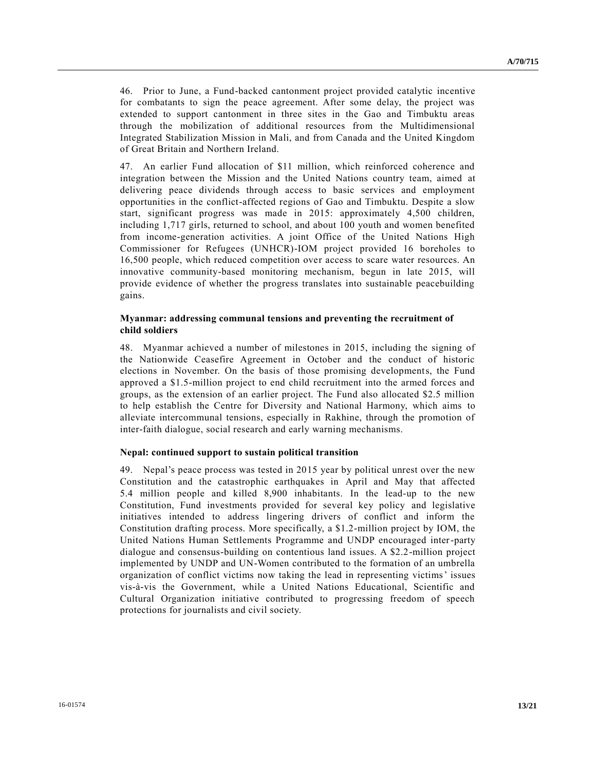46. Prior to June, a Fund-backed cantonment project provided catalytic incentive for combatants to sign the peace agreement. After some delay, the project was extended to support cantonment in three sites in the Gao and Timbuktu areas through the mobilization of additional resources from the Multidimensional Integrated Stabilization Mission in Mali, and from Canada and the United Kingdom of Great Britain and Northern Ireland.

47. An earlier Fund allocation of $11 million, which reinforced coherence and integration between the Mission and the United Nations country team, aimed at delivering peace dividends through access to basic services and employment opportunities in the conflict-affected regions of Gao and Timbuktu. Despite a slow start, significant progress was made in 2015: approximately 4,500 children, including 1,717 girls, returned to school, and about 100 youth and women benefited from income-generation activities. A joint Office of the United Nations High Commissioner for Refugees (UNHCR)-IOM project provided 16 boreholes to 16,500 people, which reduced competition over access to scare water resources. An innovative community-based monitoring mechanism, begun in late 2015, will provide evidence of whether the progress translates into sustainable peacebuilding gains.

**Myanmar: addressing communal tensions and preventing the recruitment of child soldiers**

48. Myanmar achieved a number of milestones in 2015, including the signing of the Nationwide Ceasefire Agreement in October and the conduct of historic elections in November. On the basis of those promising developments, the Fund approved a $1.5-million project to end child recruitment into the armed forces and groups, as the extension of an earlier project. The Fund also allocated $2.5 million to help establish the Centre for Diversity and National Harmony, which aims to alleviate intercommunal tensions, especially in Rakhine, through the promotion of inter-faith dialogue, social research and early warning mechanisms.

**Nepal: continued support to sustain political transition**

49. Nepal's peace process was tested in 2015 year by political unrest over the new Constitution and the catastrophic earthquakes in April and May that affected 5.4 million people and killed 8,900 inhabitants. In the lead-up to the new Constitution, Fund investments provided for several key policy and legislative initiatives intended to address lingering drivers of conflict and inform the Constitution drafting process. More specifically, a $1.2-million project by IOM, the United Nations Human Settlements Programme and UNDP encouraged inter-party dialogue and consensus-building on contentious land issues. A $2.2-million project implemented by UNDP and UN-Women contributed to the formation of an umbrella organization of conflict victims now taking the lead in representing victims' issues vis-à-vis the Government, while a United Nations Educational, Scientific and Cultural Organization initiative contributed to progressing freedom of speech protections for journalists and civil society.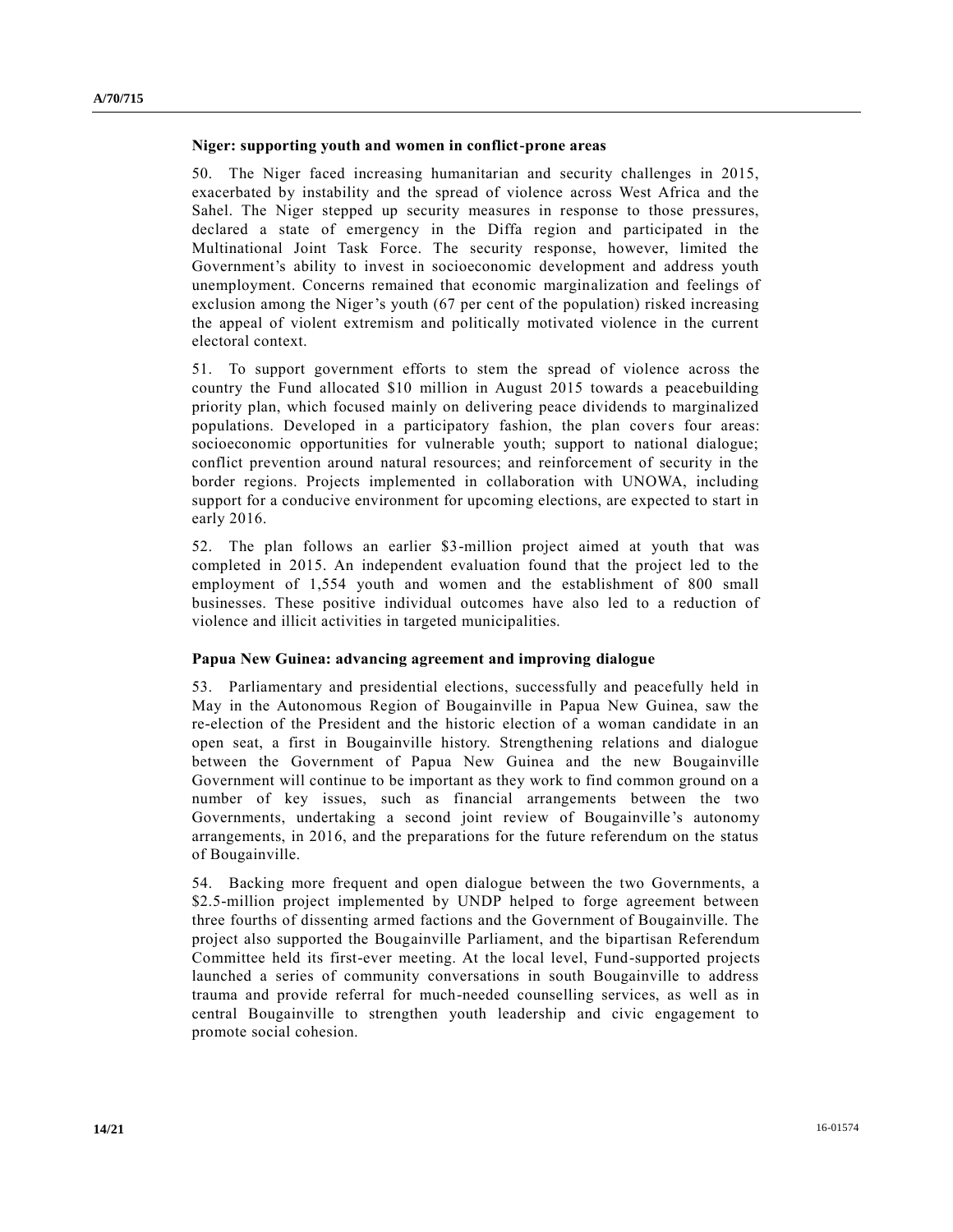**Niger: supporting youth and women in conflict-prone areas**

50. The Niger faced increasing humanitarian and security challenges in 2015, exacerbated by instability and the spread of violence across West Africa and the Sahel. The Niger stepped up security measures in response to those pressures, declared a state of emergency in the Diffa region and participated in the Multinational Joint Task Force. The security response, however, limited the Government's ability to invest in socioeconomic development and address youth unemployment. Concerns remained that economic marginalization and feelings of exclusion among the Niger's youth (67 per cent of the population) risked increasing the appeal of violent extremism and politically motivated violence in the current electoral context.

51. To support government efforts to stem the spread of violence across the country the Fund allocated $10 million in August 2015 towards a peacebuilding priority plan, which focused mainly on delivering peace dividends to marginalized populations. Developed in a participatory fashion, the plan covers four areas: socioeconomic opportunities for vulnerable youth; support to national dialogue; conflict prevention around natural resources; and reinforcement of security in the border regions. Projects implemented in collaboration with UNOWA, including support for a conducive environment for upcoming elections, are expected to start in early 2016.

52. The plan follows an earlier $3-million project aimed at youth that was completed in 2015. An independent evaluation found that the project led to the employment of 1,554 youth and women and the establishment of 800 small businesses. These positive individual outcomes have also led to a reduction of violence and illicit activities in targeted municipalities.

**Papua New Guinea: advancing agreement and improving dialogue**

53. Parliamentary and presidential elections, successfully and peacefully held in May in the Autonomous Region of Bougainville in Papua New Guinea, saw the re-election of the President and the historic election of a woman candidate in an open seat, a first in Bougainville history. Strengthening relations and dialogue between the Government of Papua New Guinea and the new Bougainville Government will continue to be important as they work to find common ground on a number of key issues, such as financial arrangements between the two Governments, undertaking a second joint review of Bougainville's autonomy arrangements, in 2016, and the preparations for the future referendum on the status of Bougainville.

54. Backing more frequent and open dialogue between the two Governments, a $2.5-million project implemented by UNDP helped to forge agreement between three fourths of dissenting armed factions and the Government of Bougainville. The project also supported the Bougainville Parliament, and the bipartisan Referendum Committee held its first-ever meeting. At the local level, Fund-supported projects launched a series of community conversations in south Bougainville to address trauma and provide referral for much-needed counselling services, as well as in central Bougainville to strengthen youth leadership and civic engagement to promote social cohesion.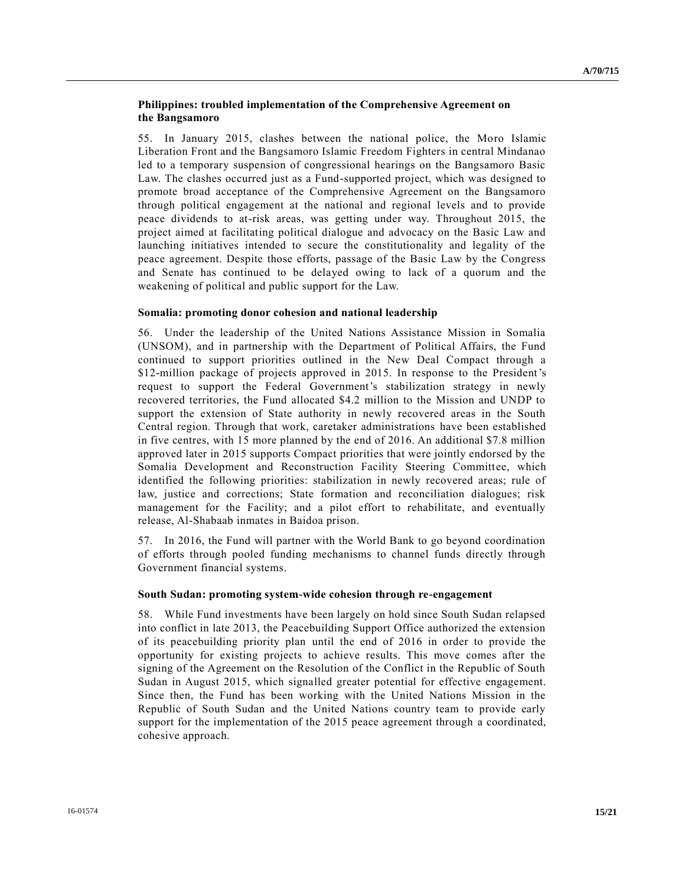**Philippines: troubled implementation of the Comprehensive Agreement on the Bangsamoro**

55. In January 2015, clashes between the national police, the Moro Islamic Liberation Front and the Bangsamoro Islamic Freedom Fighters in central Mindanao led to a temporary suspension of congressional hearings on the Bangsamoro Basic Law. The clashes occurred just as a Fund-supported project, which was designed to promote broad acceptance of the Comprehensive Agreement on the Bangsamoro through political engagement at the national and regional levels and to provide peace dividends to at-risk areas, was getting under way. Throughout 2015, the project aimed at facilitating political dialogue and advocacy on the Basic Law and launching initiatives intended to secure the constitutionality and legality of the peace agreement. Despite those efforts, passage of the Basic Law by the Congress and Senate has continued to be delayed owing to lack of a quorum and the weakening of political and public support for the Law.

**Somalia: promoting donor cohesion and national leadership**

56. Under the leadership of the United Nations Assistance Mission in Somalia (UNSOM), and in partnership with the Department of Political Affairs, the Fund continued to support priorities outlined in the New Deal Compact through a \$12-million package of projects approved in 2015. In response to the President's request to support the Federal Government's stabilization strategy in newly recovered territories, the Fund allocated \$4.2 million to the Mission and UNDP to support the extension of State authority in newly recovered areas in the South Central region. Through that work, caretaker administrations have been established in five centres, with 15 more planned by the end of 2016. An additional \$7.8 million approved later in 2015 supports Compact priorities that were jointly endorsed by the Somalia Development and Reconstruction Facility Steering Committee, which identified the following priorities: stabilization in newly recovered areas; rule of law, justice and corrections; State formation and reconciliation dialogues; risk management for the Facility; and a pilot effort to rehabilitate, and eventually release, Al-Shabaab inmates in Baidoa prison.

57. In 2016, the Fund will partner with the World Bank to go beyond coordination of efforts through pooled funding mechanisms to channel funds directly through Government financial systems.

**South Sudan: promoting system-wide cohesion through re-engagement**

58. While Fund investments have been largely on hold since South Sudan relapsed into conflict in late 2013, the Peacebuilding Support Office authorized the extension of its peacebuilding priority plan until the end of 2016 in order to provide the opportunity for existing projects to achieve results. This move comes after the signing of the Agreement on the Resolution of the Conflict in the Republic of South Sudan in August 2015, which signalled greater potential for effective engagement. Since then, the Fund has been working with the United Nations Mission in the Republic of South Sudan and the United Nations country team to provide early support for the implementation of the 2015 peace agreement through a coordinated, cohesive approach.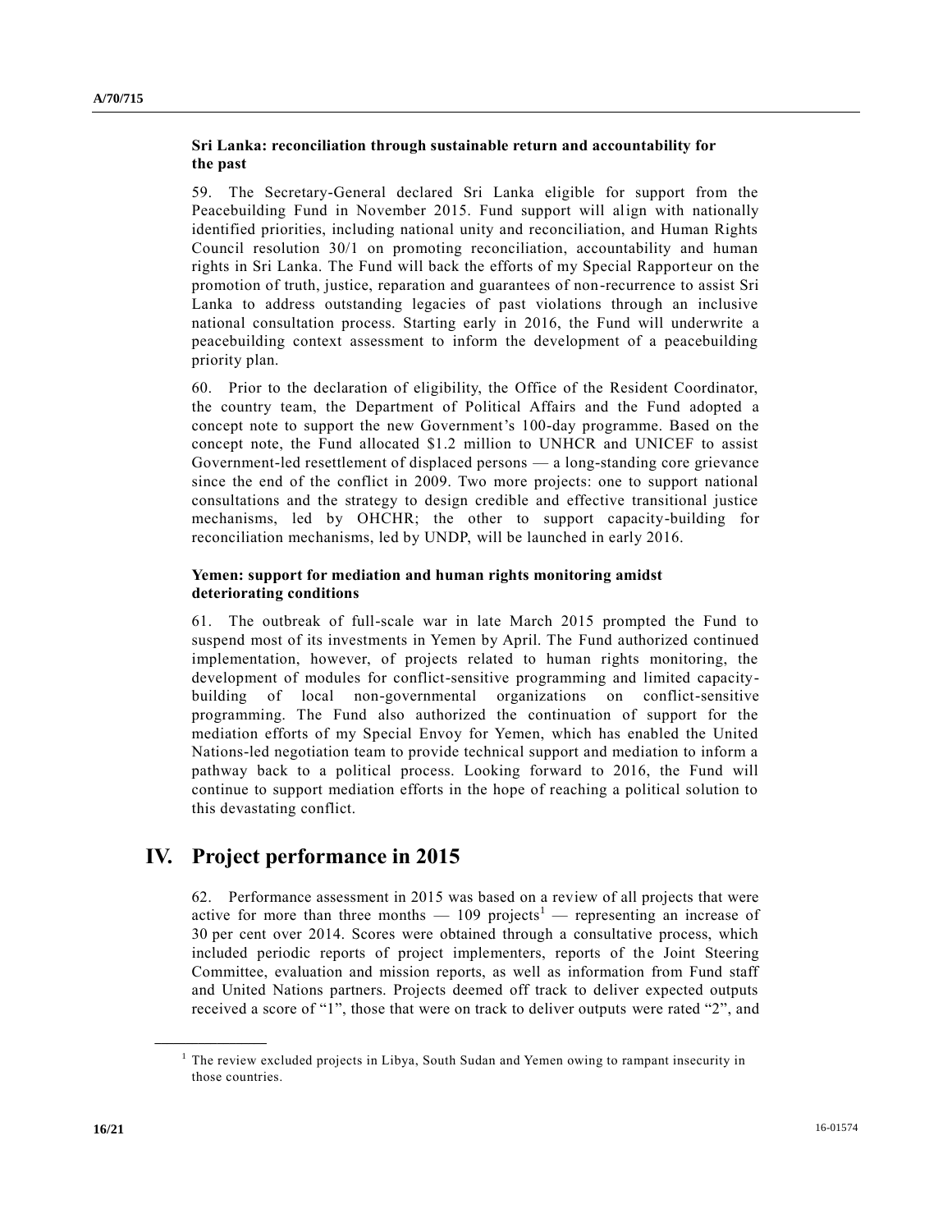**Sri Lanka: reconciliation through sustainable return and accountability for the past**

59. The Secretary-General declared Sri Lanka eligible for support from the Peacebuilding Fund in November 2015. Fund support will align with nationally identified priorities, including national unity and reconciliation, and Human Rights Council resolution 30/1 on promoting reconciliation, accountability and human rights in Sri Lanka. The Fund will back the efforts of my Special Rapporteur on the promotion of truth, justice, reparation and guarantees of non-recurrence to assist Sri Lanka to address outstanding legacies of past violations through an inclusive national consultation process. Starting early in 2016, the Fund will underwrite a peacebuilding context assessment to inform the development of a peacebuilding priority plan.

60. Prior to the declaration of eligibility, the Office of the Resident Coordinator, the country team, the Department of Political Affairs and the Fund adopted a concept note to support the new Government's 100-day programme. Based on the concept note, the Fund allocated $1.2 million to UNHCR and UNICEF to assist Government-led resettlement of displaced persons — a long-standing core grievance since the end of the conflict in 2009. Two more projects: one to support national consultations and the strategy to design credible and effective transitional justice mechanisms, led by OHCHR; the other to support capacity-building for reconciliation mechanisms, led by UNDP, will be launched in early 2016.

**Yemen: support for mediation and human rights monitoring amidst deteriorating conditions**

61. The outbreak of full-scale war in late March 2015 prompted the Fund to suspend most of its investments in Yemen by April. The Fund authorized continued implementation, however, of projects related to human rights monitoring, the development of modules for conflict-sensitive programming and limited capacity-building of local non-governmental organizations on conflict-sensitive programming. The Fund also authorized the continuation of support for the mediation efforts of my Special Envoy for Yemen, which has enabled the United Nations-led negotiation team to provide technical support and mediation to inform a pathway back to a political process. Looking forward to 2016, the Fund will continue to support mediation efforts in the hope of reaching a political solution to this devastating conflict.

# IV. Project performance in 2015

62. Performance assessment in 2015 was based on a review of all projects that were active for more than three months — 109 projects[1] — representing an increase of 30 per cent over 2014. Scores were obtained through a consultative process, which included periodic reports of project implementers, reports of the Joint Steering Committee, evaluation and mission reports, as well as information from Fund staff and United Nations partners. Projects deemed off track to deliver expected outputs received a score of "1", those that were on track to deliver outputs were rated "2", and

[1] The review excluded projects in Libya, South Sudan and Yemen owing to rampant insecurity in those countries.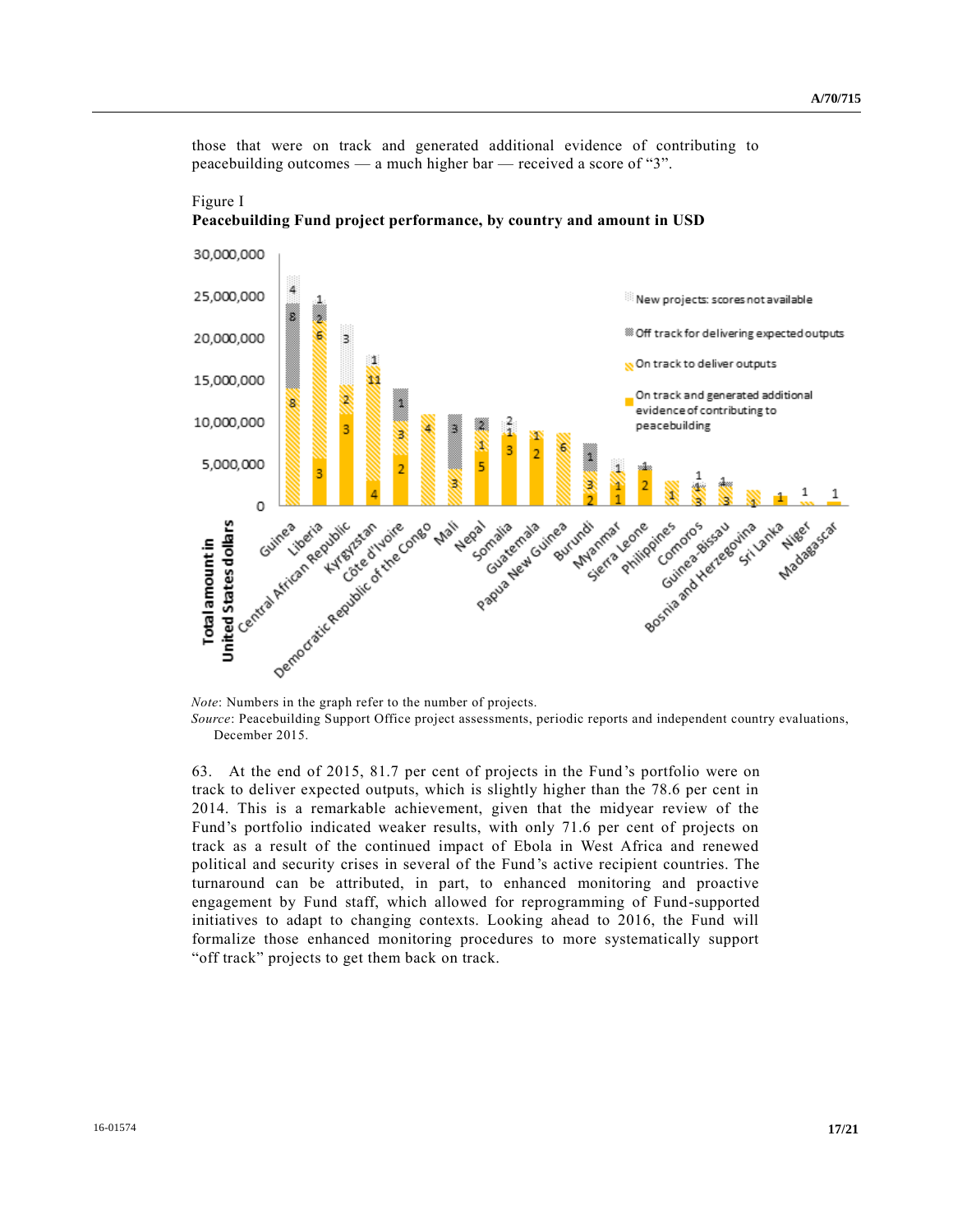those that were on track and generated additional evidence of contributing to peacebuilding outcomes — a much higher bar — received a score of "3".

Figure I
**Peacebuilding Fund project performance, by country and amount in USD**

*Note*: Numbers in the graph refer to the number of projects.

*Source*: Peacebuilding Support Office project assessments, periodic reports and independent country evaluations, December 2015.

63. At the end of 2015, 81.7 per cent of projects in the Fund's portfolio were on track to deliver expected outputs, which is slightly higher than the 78.6 per cent in 2014. This is a remarkable achievement, given that the midyear review of the Fund's portfolio indicated weaker results, with only 71.6 per cent of projects on track as a result of the continued impact of Ebola in West Africa and renewed political and security crises in several of the Fund's active recipient countries. The turnaround can be attributed, in part, to enhanced monitoring and proactive engagement by Fund staff, which allowed for reprogramming of Fund-supported initiatives to adapt to changing contexts. Looking ahead to 2016, the Fund will formalize those enhanced monitoring procedures to more systematically support "off track" projects to get them back on track.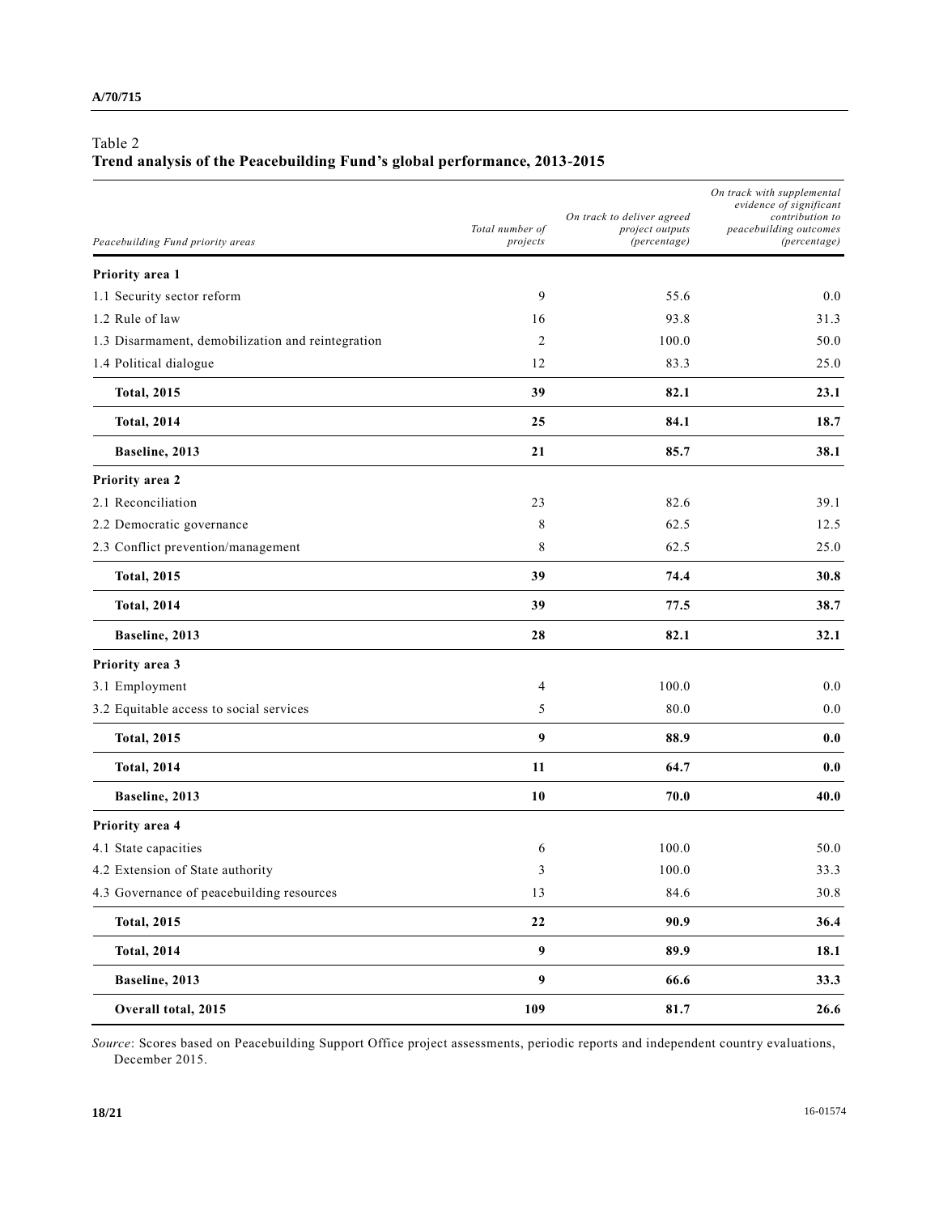Table 2

**Trend analysis of the Peacebuilding Fund's global performance, 2013-2015**

| *Peacebuilding Fund priority areas* | *Total number of projects* | *On track to deliver agreed project outputs (percentage)* | *On track with supplemental evidence of significant contribution to peacebuilding outcomes (percentage)* |
|---|---|---|---|
| **Priority area 1** | | | |
| 1.1 Security sector reform | 9 | 55.6 | 0.0 |
| 1.2 Rule of law | 16 | 93.8 | 31.3 |
| 1.3 Disarmament, demobilization and reintegration | 2 | 100.0 | 50.0 |
| 1.4 Political dialogue | 12 | 83.3 | 25.0 |
| **Total, 2015** | **39** | **82.1** | **23.1** |
| **Total, 2014** | **25** | **84.1** | **18.7** |
| **Baseline, 2013** | **21** | **85.7** | **38.1** |
| **Priority area 2** | | | |
| 2.1 Reconciliation | 23 | 82.6 | 39.1 |
| 2.2 Democratic governance | 8 | 62.5 | 12.5 |
| 2.3 Conflict prevention/management | 8 | 62.5 | 25.0 |
| **Total, 2015** | **39** | **74.4** | **30.8** |
| **Total, 2014** | **39** | **77.5** | **38.7** |
| **Baseline, 2013** | **28** | **82.1** | **32.1** |
| **Priority area 3** | | | |
| 3.1 Employment | 4 | 100.0 | 0.0 |
| 3.2 Equitable access to social services | 5 | 80.0 | 0.0 |
| **Total, 2015** | **9** | **88.9** | **0.0** |
| **Total, 2014** | **11** | **64.7** | **0.0** |
| **Baseline, 2013** | **10** | **70.0** | **40.0** |
| **Priority area 4** | | | |
| 4.1 State capacities | 6 | 100.0 | 50.0 |
| 4.2 Extension of State authority | 3 | 100.0 | 33.3 |
| 4.3 Governance of peacebuilding resources | 13 | 84.6 | 30.8 |
| **Total, 2015** | **22** | **90.9** | **36.4** |
| **Total, 2014** | **9** | **89.9** | **18.1** |
| **Baseline, 2013** | **9** | **66.6** | **33.3** |
| **Overall total, 2015** | **109** | **81.7** | **26.6** |

*Source*: Scores based on Peacebuilding Support Office project assessments, periodic reports and independent country evaluations, December 2015.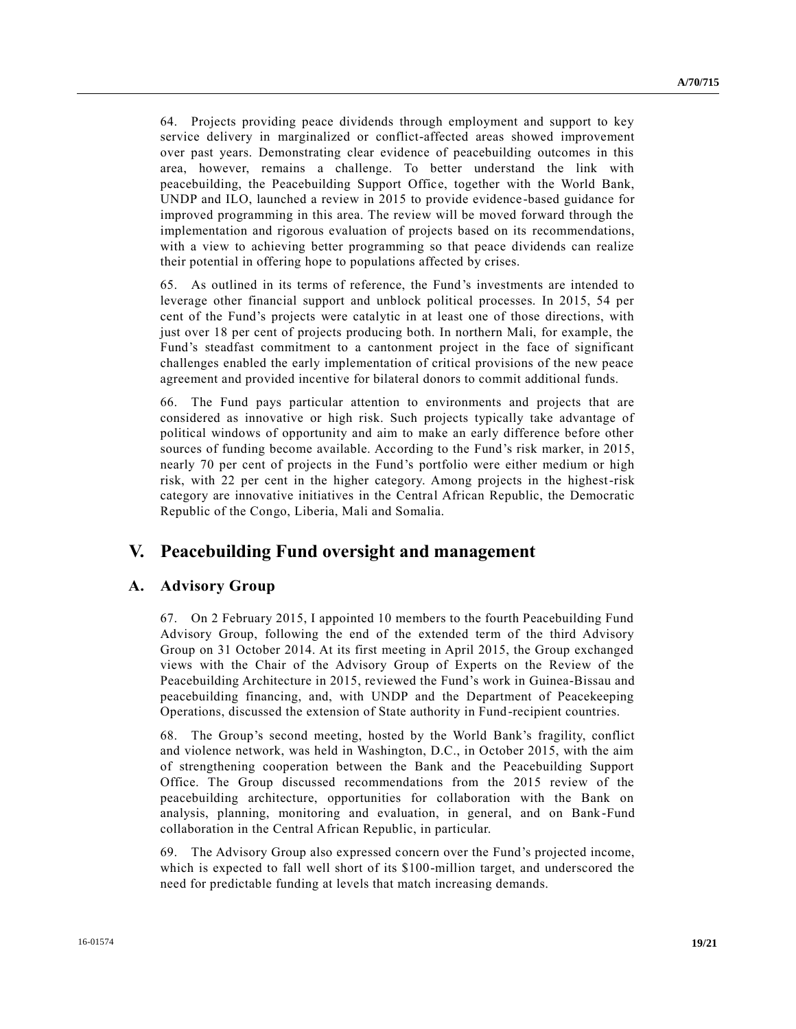64. Projects providing peace dividends through employment and support to key service delivery in marginalized or conflict-affected areas showed improvement over past years. Demonstrating clear evidence of peacebuilding outcomes in this area, however, remains a challenge. To better understand the link with peacebuilding, the Peacebuilding Support Office, together with the World Bank, UNDP and ILO, launched a review in 2015 to provide evidence-based guidance for improved programming in this area. The review will be moved forward through the implementation and rigorous evaluation of projects based on its recommendations, with a view to achieving better programming so that peace dividends can realize their potential in offering hope to populations affected by crises.

65. As outlined in its terms of reference, the Fund's investments are intended to leverage other financial support and unblock political processes. In 2015, 54 per cent of the Fund's projects were catalytic in at least one of those directions, with just over 18 per cent of projects producing both. In northern Mali, for example, the Fund's steadfast commitment to a cantonment project in the face of significant challenges enabled the early implementation of critical provisions of the new peace agreement and provided incentive for bilateral donors to commit additional funds.

66. The Fund pays particular attention to environments and projects that are considered as innovative or high risk. Such projects typically take advantage of political windows of opportunity and aim to make an early difference before other sources of funding become available. According to the Fund's risk marker, in 2015, nearly 70 per cent of projects in the Fund's portfolio were either medium or high risk, with 22 per cent in the higher category. Among projects in the highest-risk category are innovative initiatives in the Central African Republic, the Democratic Republic of the Congo, Liberia, Mali and Somalia.

# V. Peacebuilding Fund oversight and management

## A. Advisory Group

67. On 2 February 2015, I appointed 10 members to the fourth Peacebuilding Fund Advisory Group, following the end of the extended term of the third Advisory Group on 31 October 2014. At its first meeting in April 2015, the Group exchanged views with the Chair of the Advisory Group of Experts on the Review of the Peacebuilding Architecture in 2015, reviewed the Fund's work in Guinea-Bissau and peacebuilding financing, and, with UNDP and the Department of Peacekeeping Operations, discussed the extension of State authority in Fund-recipient countries.

68. The Group's second meeting, hosted by the World Bank's fragility, conflict and violence network, was held in Washington, D.C., in October 2015, with the aim of strengthening cooperation between the Bank and the Peacebuilding Support Office. The Group discussed recommendations from the 2015 review of the peacebuilding architecture, opportunities for collaboration with the Bank on analysis, planning, monitoring and evaluation, in general, and on Bank-Fund collaboration in the Central African Republic, in particular.

69. The Advisory Group also expressed concern over the Fund's projected income, which is expected to fall well short of its $100-million target, and underscored the need for predictable funding at levels that match increasing demands.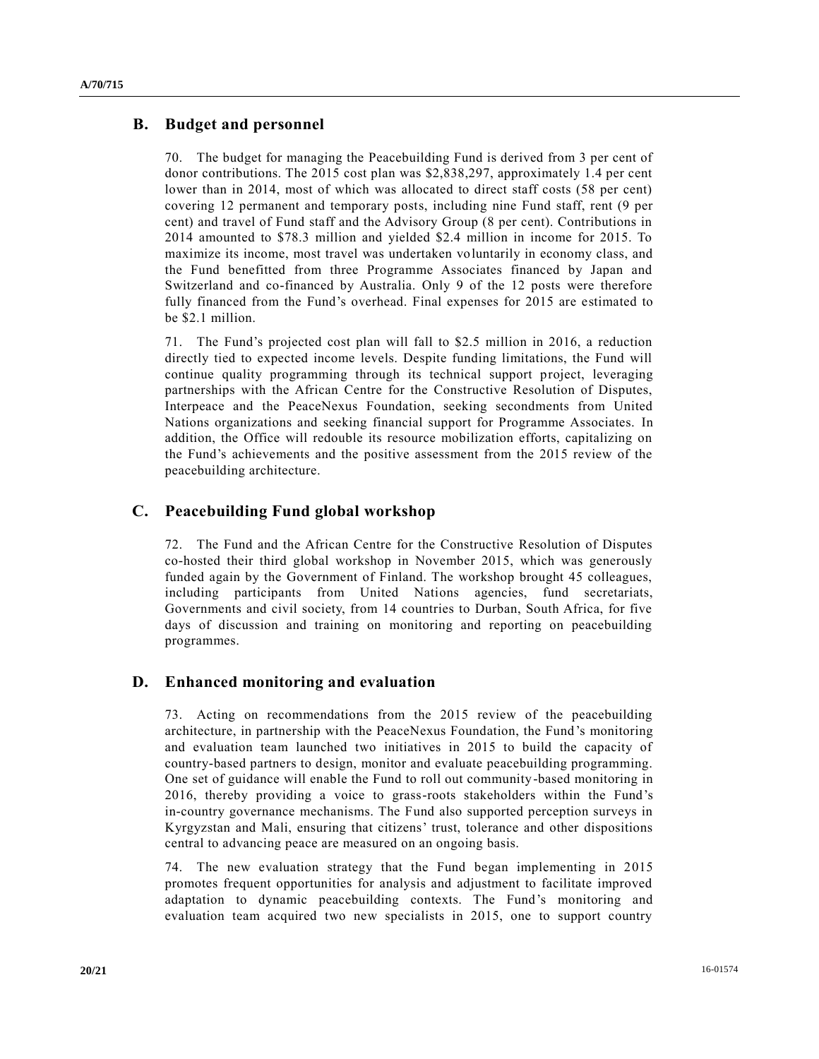## B. Budget and personnel

70. The budget for managing the Peacebuilding Fund is derived from 3 per cent of donor contributions. The 2015 cost plan was $2,838,297, approximately 1.4 per cent lower than in 2014, most of which was allocated to direct staff costs (58 per cent) covering 12 permanent and temporary posts, including nine Fund staff, rent (9 per cent) and travel of Fund staff and the Advisory Group (8 per cent). Contributions in 2014 amounted to $78.3 million and yielded $2.4 million in income for 2015. To maximize its income, most travel was undertaken voluntarily in economy class, and the Fund benefitted from three Programme Associates financed by Japan and Switzerland and co-financed by Australia. Only 9 of the 12 posts were therefore fully financed from the Fund's overhead. Final expenses for 2015 are estimated to be $2.1 million.

71. The Fund's projected cost plan will fall to $2.5 million in 2016, a reduction directly tied to expected income levels. Despite funding limitations, the Fund will continue quality programming through its technical support project, leveraging partnerships with the African Centre for the Constructive Resolution of Disputes, Interpeace and the PeaceNexus Foundation, seeking secondments from United Nations organizations and seeking financial support for Programme Associates. In addition, the Office will redouble its resource mobilization efforts, capitalizing on the Fund's achievements and the positive assessment from the 2015 review of the peacebuilding architecture.

## C. Peacebuilding Fund global workshop

72. The Fund and the African Centre for the Constructive Resolution of Disputes co-hosted their third global workshop in November 2015, which was generously funded again by the Government of Finland. The workshop brought 45 colleagues, including participants from United Nations agencies, fund secretariats, Governments and civil society, from 14 countries to Durban, South Africa, for five days of discussion and training on monitoring and reporting on peacebuilding programmes.

## D. Enhanced monitoring and evaluation

73. Acting on recommendations from the 2015 review of the peacebuilding architecture, in partnership with the PeaceNexus Foundation, the Fund's monitoring and evaluation team launched two initiatives in 2015 to build the capacity of country-based partners to design, monitor and evaluate peacebuilding programming. One set of guidance will enable the Fund to roll out community-based monitoring in 2016, thereby providing a voice to grass-roots stakeholders within the Fund's in-country governance mechanisms. The Fund also supported perception surveys in Kyrgyzstan and Mali, ensuring that citizens' trust, tolerance and other dispositions central to advancing peace are measured on an ongoing basis.

74. The new evaluation strategy that the Fund began implementing in 2015 promotes frequent opportunities for analysis and adjustment to facilitate improved adaptation to dynamic peacebuilding contexts. The Fund's monitoring and evaluation team acquired two new specialists in 2015, one to support country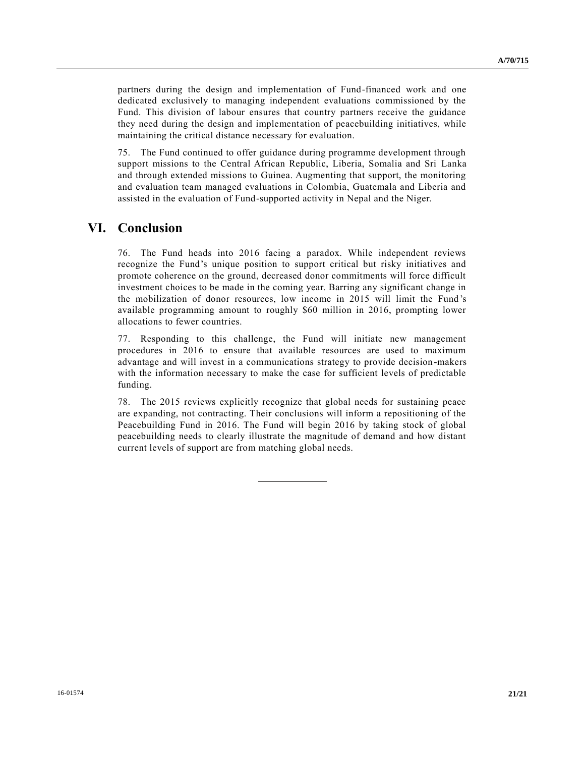partners during the design and implementation of Fund-financed work and one dedicated exclusively to managing independent evaluations commissioned by the Fund. This division of labour ensures that country partners receive the guidance they need during the design and implementation of peacebuilding initiatives, while maintaining the critical distance necessary for evaluation.

75. The Fund continued to offer guidance during programme development through support missions to the Central African Republic, Liberia, Somalia and Sri Lanka and through extended missions to Guinea. Augmenting that support, the monitoring and evaluation team managed evaluations in Colombia, Guatemala and Liberia and assisted in the evaluation of Fund-supported activity in Nepal and the Niger.

# VI. Conclusion

76. The Fund heads into 2016 facing a paradox. While independent reviews recognize the Fund's unique position to support critical but risky initiatives and promote coherence on the ground, decreased donor commitments will force difficult investment choices to be made in the coming year. Barring any significant change in the mobilization of donor resources, low income in 2015 will limit the Fund's available programming amount to roughly $60 million in 2016, prompting lower allocations to fewer countries.

77. Responding to this challenge, the Fund will initiate new management procedures in 2016 to ensure that available resources are used to maximum advantage and will invest in a communications strategy to provide decision-makers with the information necessary to make the case for sufficient levels of predictable funding.

78. The 2015 reviews explicitly recognize that global needs for sustaining peace are expanding, not contracting. Their conclusions will inform a repositioning of the Peacebuilding Fund in 2016. The Fund will begin 2016 by taking stock of global peacebuilding needs to clearly illustrate the magnitude of demand and how distant current levels of support are from matching global needs.